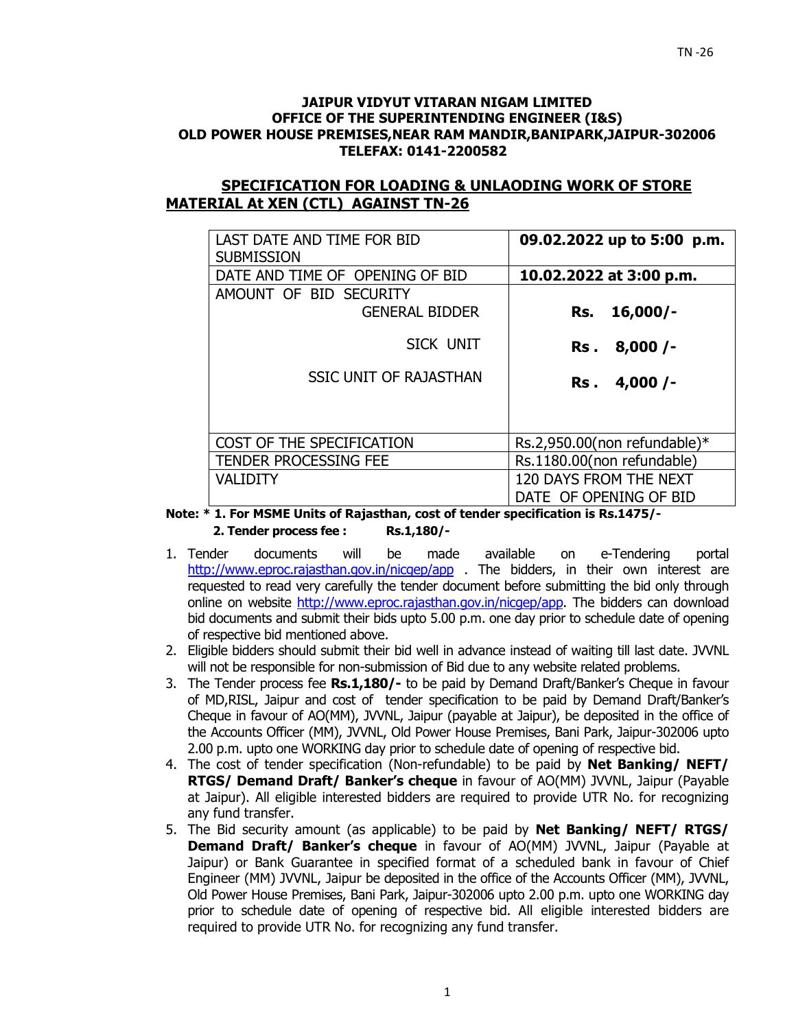**JAIPUR VIDYUT VITARAN NIGAM LIMITED**
**OFFICE OF THE SUPERINTENDING ENGINEER (I&S)**
**OLD POWER HOUSE PREMISES,NEAR RAM MANDIR,BANIPARK,JAIPUR-302006**
**TELEFAX: 0141-2200582**

## SPECIFICATION FOR LOADING & UNLAODING WORK OF STORE MATERIAL At XEN (CTL) AGAINST TN-26

| | |
|---|---|
| LAST DATE AND TIME FOR BID SUBMISSION | **09.02.2022 up to 5:00 p.m.** |
| DATE AND TIME OF OPENING OF BID | **10.02.2022 at 3:00 p.m.** |
| AMOUNT OF BID SECURITY<br>GENERAL BIDDER<br>SICK UNIT<br>SSIC UNIT OF RAJASTHAN | <br>**Rs. 16,000/-**<br>**Rs . 8,000 /-**<br>**Rs . 4,000 /-** |
| COST OF THE SPECIFICATION | Rs.2,950.00(non refundable)* |
| TENDER PROCESSING FEE | Rs.1180.00(non refundable) |
| VALIDITY | 120 DAYS FROM THE NEXT DATE OF OPENING OF BID |

**Note: * 1. For MSME Units of Rajasthan, cost of tender specification is Rs.1475/-**
**2. Tender process fee : Rs.1,180/-**

1. Tender documents will be made available on e-Tendering portal http://www.eproc.rajasthan.gov.in/nicgep/app . The bidders, in their own interest are requested to read very carefully the tender document before submitting the bid only through online on website http://www.eproc.rajasthan.gov.in/nicgep/app. The bidders can download bid documents and submit their bids upto 5.00 p.m. one day prior to schedule date of opening of respective bid mentioned above.
2. Eligible bidders should submit their bid well in advance instead of waiting till last date. JVVNL will not be responsible for non-submission of Bid due to any website related problems.
3. The Tender process fee **Rs.1,180/-** to be paid by Demand Draft/Banker's Cheque in favour of MD,RISL, Jaipur and cost of tender specification to be paid by Demand Draft/Banker's Cheque in favour of AO(MM), JVVNL, Jaipur (payable at Jaipur), be deposited in the office of the Accounts Officer (MM), JVVNL, Old Power House Premises, Bani Park, Jaipur-302006 upto 2.00 p.m. upto one WORKING day prior to schedule date of opening of respective bid.
4. The cost of tender specification (Non-refundable) to be paid by **Net Banking/ NEFT/ RTGS/ Demand Draft/ Banker's cheque** in favour of AO(MM) JVVNL, Jaipur (Payable at Jaipur). All eligible interested bidders are required to provide UTR No. for recognizing any fund transfer.
5. The Bid security amount (as applicable) to be paid by **Net Banking/ NEFT/ RTGS/ Demand Draft/ Banker's cheque** in favour of AO(MM) JVVNL, Jaipur (Payable at Jaipur) or Bank Guarantee in specified format of a scheduled bank in favour of Chief Engineer (MM) JVVNL, Jaipur be deposited in the office of the Accounts Officer (MM), JVVNL, Old Power House Premises, Bani Park, Jaipur-302006 upto 2.00 p.m. upto one WORKING day prior to schedule date of opening of respective bid. All eligible interested bidders are required to provide UTR No. for recognizing any fund transfer.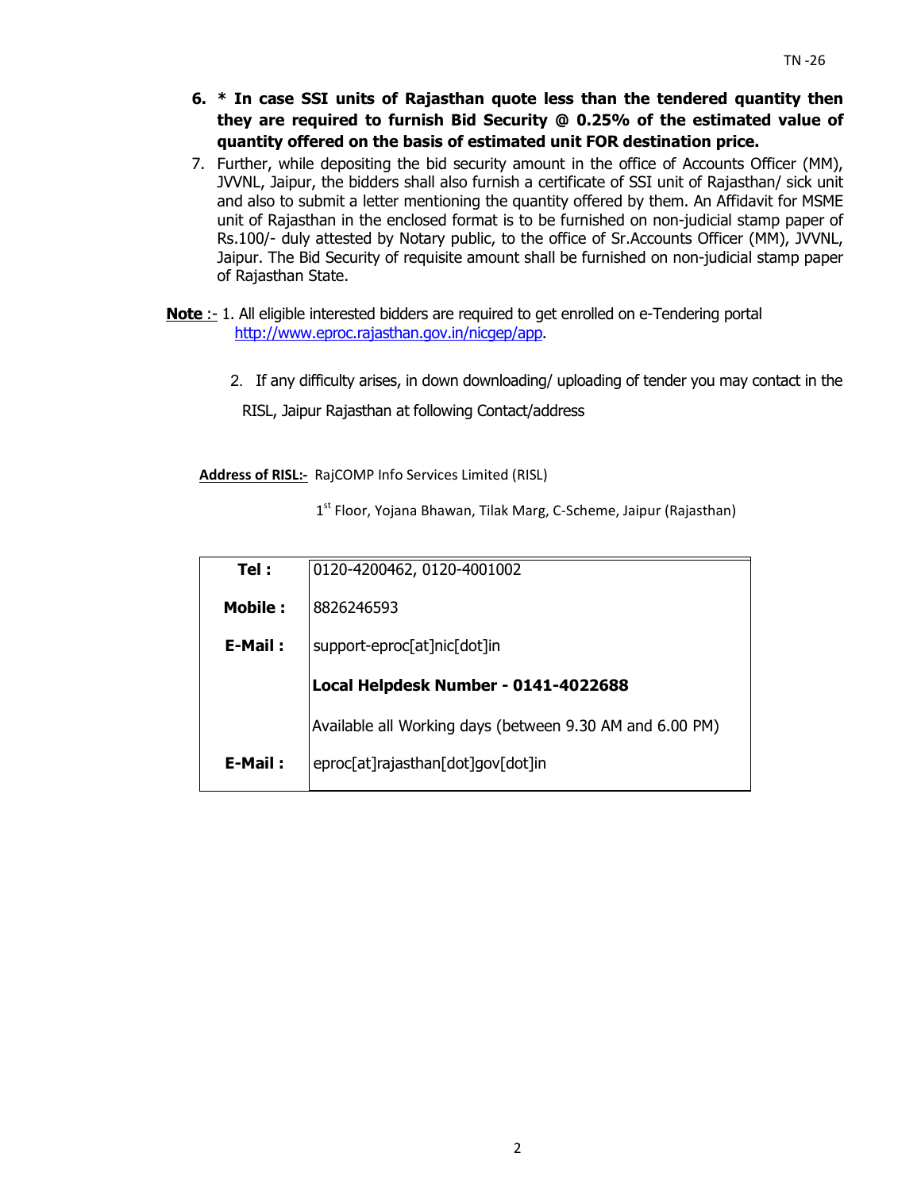6. **\* In case SSI units of Rajasthan quote less than the tendered quantity then they are required to furnish Bid Security @ 0.25% of the estimated value of quantity offered on the basis of estimated unit FOR destination price.**
7. Further, while depositing the bid security amount in the office of Accounts Officer (MM), JVVNL, Jaipur, the bidders shall also furnish a certificate of SSI unit of Rajasthan/ sick unit and also to submit a letter mentioning the quantity offered by them. An Affidavit for MSME unit of Rajasthan in the enclosed format is to be furnished on non-judicial stamp paper of Rs.100/- duly attested by Notary public, to the office of Sr.Accounts Officer (MM), JVVNL, Jaipur. The Bid Security of requisite amount shall be furnished on non-judicial stamp paper of Rajasthan State.

**Note** :- 1. All eligible interested bidders are required to get enrolled on e-Tendering portal http://www.eproc.rajasthan.gov.in/nicgep/app.

2. If any difficulty arises, in down downloading/ uploading of tender you may contact in the RISL, Jaipur Rajasthan at following Contact/address

**Address of RISL:-** RajCOMP Info Services Limited (RISL)

1st Floor, Yojana Bhawan, Tilak Marg, C-Scheme, Jaipur (Rajasthan)

| | |
|---|---|
| **Tel :** | 0120-4200462, 0120-4001002 |
| **Mobile :** | 8826246593 |
| **E-Mail :** | support-eproc[at]nic[dot]in |
| | **Local Helpdesk Number - 0141-4022688** |
| | Available all Working days (between 9.30 AM and 6.00 PM) |
| **E-Mail :** | eproc[at]rajasthan[dot]gov[dot]in |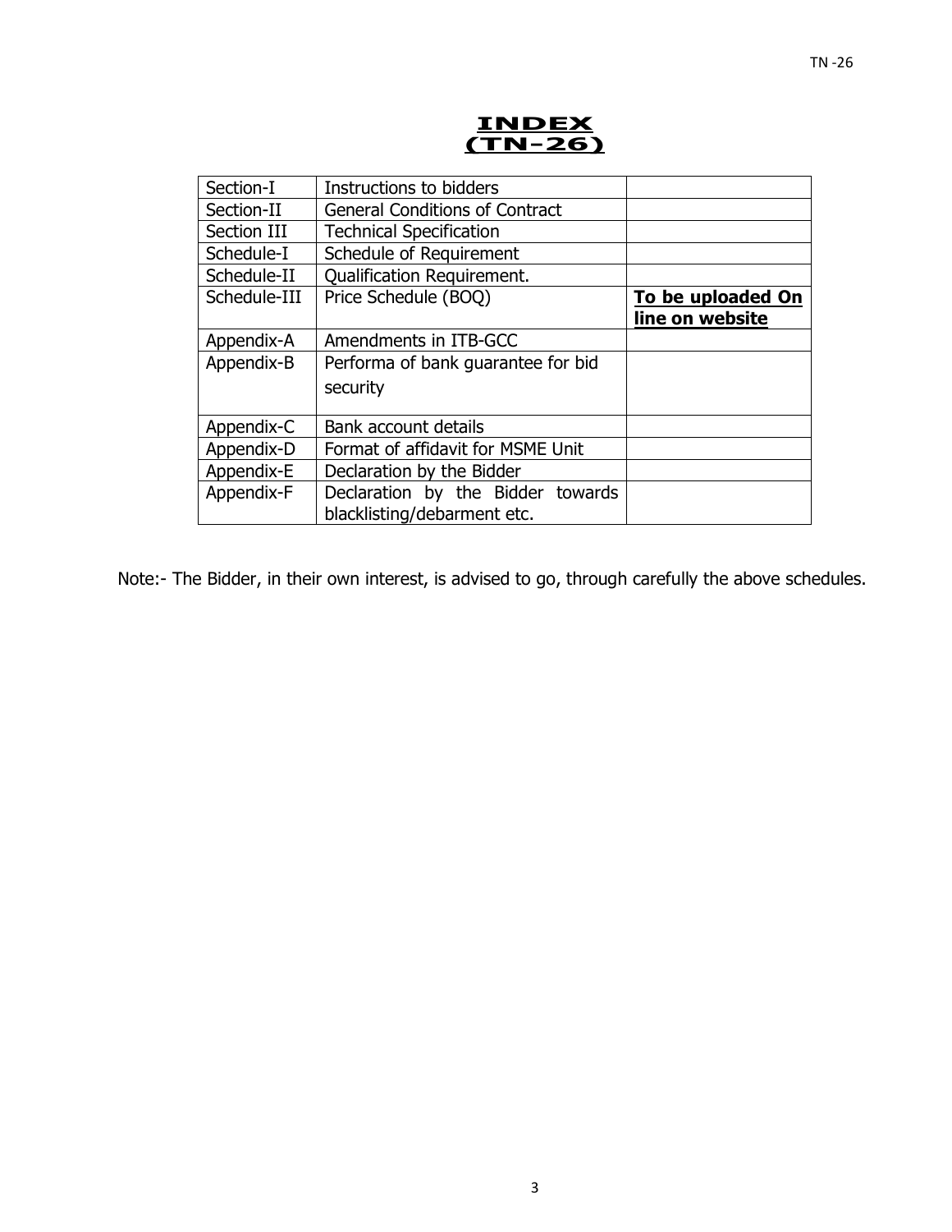# INDEX
# (TN-26)

| Section-I | Instructions to bidders | |
|---|---|---|
| Section-II | General Conditions of Contract | |
| Section III | Technical Specification | |
| Schedule-I | Schedule of Requirement | |
| Schedule-II | Qualification Requirement. | |
| Schedule-III | Price Schedule (BOQ) | **To be uploaded On line on website** |
| Appendix-A | Amendments in ITB-GCC | |
| Appendix-B | Performa of bank guarantee for bid security | |
| Appendix-C | Bank account details | |
| Appendix-D | Format of affidavit for MSME Unit | |
| Appendix-E | Declaration by the Bidder | |
| Appendix-F | Declaration by the Bidder towards blacklisting/debarment etc. | |

Note:- The Bidder, in their own interest, is advised to go, through carefully the above schedules.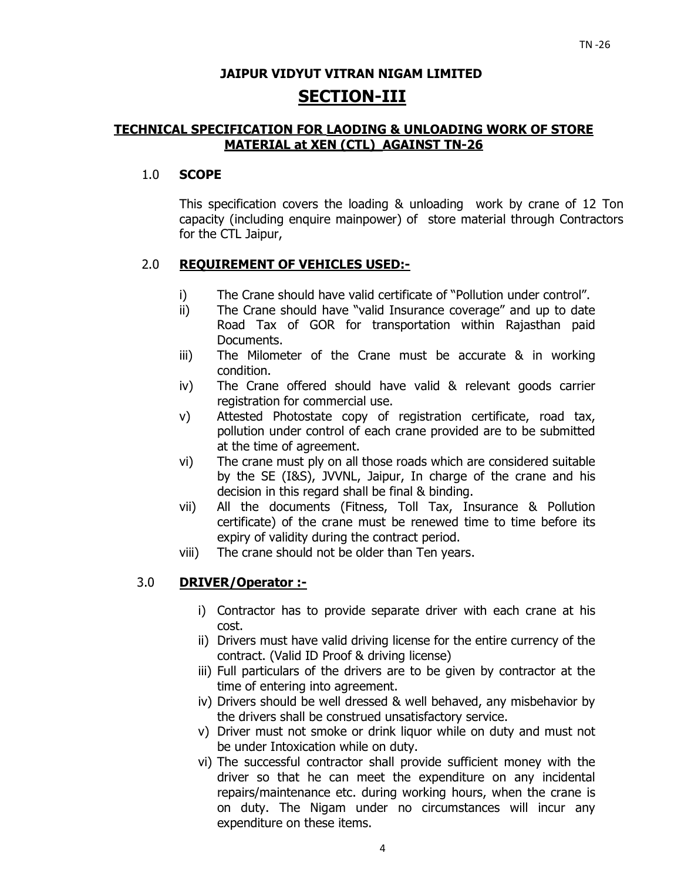**JAIPUR VIDYUT VITRAN NIGAM LIMITED**

# SECTION-III

## TECHNICAL SPECIFICATION FOR LAODING & UNLOADING WORK OF STORE MATERIAL at XEN (CTL) AGAINST TN-26

1.0 **SCOPE**

This specification covers the loading & unloading work by crane of 12 Ton capacity (including enquire mainpower) of store material through Contractors for the CTL Jaipur,

2.0 **REQUIREMENT OF VEHICLES USED:-**

i) The Crane should have valid certificate of "Pollution under control".

ii) The Crane should have "valid Insurance coverage" and up to date Road Tax of GOR for transportation within Rajasthan paid Documents.

iii) The Milometer of the Crane must be accurate & in working condition.

iv) The Crane offered should have valid & relevant goods carrier registration for commercial use.

v) Attested Photostate copy of registration certificate, road tax, pollution under control of each crane provided are to be submitted at the time of agreement.

vi) The crane must ply on all those roads which are considered suitable by the SE (I&S), JVVNL, Jaipur, In charge of the crane and his decision in this regard shall be final & binding.

vii) All the documents (Fitness, Toll Tax, Insurance & Pollution certificate) of the crane must be renewed time to time before its expiry of validity during the contract period.

viii) The crane should not be older than Ten years.

3.0 **DRIVER/Operator :-**

i) Contractor has to provide separate driver with each crane at his cost.

ii) Drivers must have valid driving license for the entire currency of the contract. (Valid ID Proof & driving license)

iii) Full particulars of the drivers are to be given by contractor at the time of entering into agreement.

iv) Drivers should be well dressed & well behaved, any misbehavior by the drivers shall be construed unsatisfactory service.

v) Driver must not smoke or drink liquor while on duty and must not be under Intoxication while on duty.

vi) The successful contractor shall provide sufficient money with the driver so that he can meet the expenditure on any incidental repairs/maintenance etc. during working hours, when the crane is on duty. The Nigam under no circumstances will incur any expenditure on these items.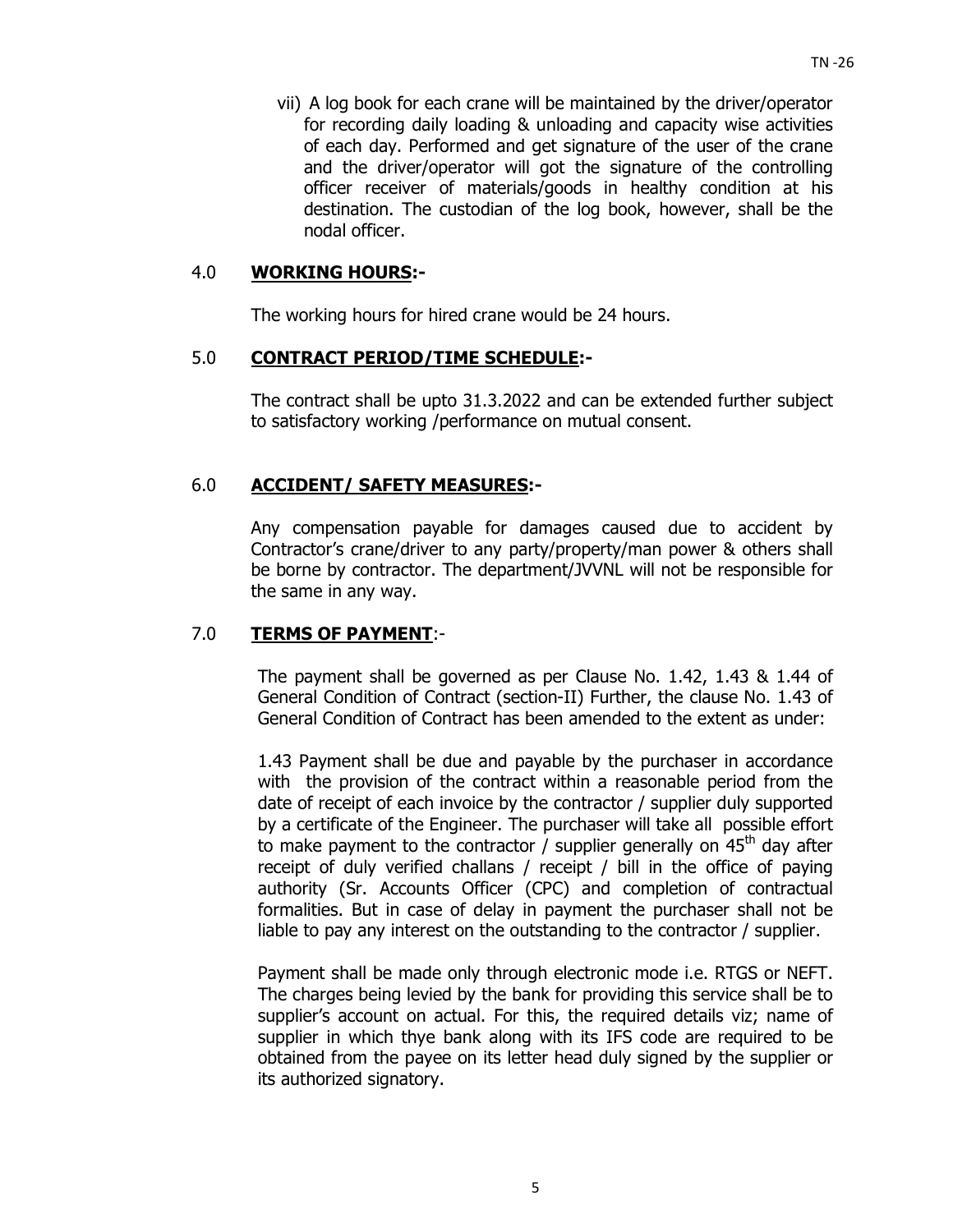vii) A log book for each crane will be maintained by the driver/operator for recording daily loading & unloading and capacity wise activities of each day. Performed and get signature of the user of the crane and the driver/operator will got the signature of the controlling officer receiver of materials/goods in healthy condition at his destination. The custodian of the log book, however, shall be the nodal officer.

## 4.0 **WORKING HOURS:-**

The working hours for hired crane would be 24 hours.

## 5.0 **CONTRACT PERIOD/TIME SCHEDULE:-**

The contract shall be upto 31.3.2022 and can be extended further subject to satisfactory working /performance on mutual consent.

## 6.0 **ACCIDENT/ SAFETY MEASURES:-**

Any compensation payable for damages caused due to accident by Contractor's crane/driver to any party/property/man power & others shall be borne by contractor. The department/JVVNL will not be responsible for the same in any way.

## 7.0 **TERMS OF PAYMENT**:-

The payment shall be governed as per Clause No. 1.42, 1.43 & 1.44 of General Condition of Contract (section-II) Further, the clause No. 1.43 of General Condition of Contract has been amended to the extent as under:

1.43 Payment shall be due and payable by the purchaser in accordance with the provision of the contract within a reasonable period from the date of receipt of each invoice by the contractor / supplier duly supported by a certificate of the Engineer. The purchaser will take all possible effort to make payment to the contractor / supplier generally on 45th day after receipt of duly verified challans / receipt / bill in the office of paying authority (Sr. Accounts Officer (CPC) and completion of contractual formalities. But in case of delay in payment the purchaser shall not be liable to pay any interest on the outstanding to the contractor / supplier.

Payment shall be made only through electronic mode i.e. RTGS or NEFT. The charges being levied by the bank for providing this service shall be to supplier's account on actual. For this, the required details viz; name of supplier in which thye bank along with its IFS code are required to be obtained from the payee on its letter head duly signed by the supplier or its authorized signatory.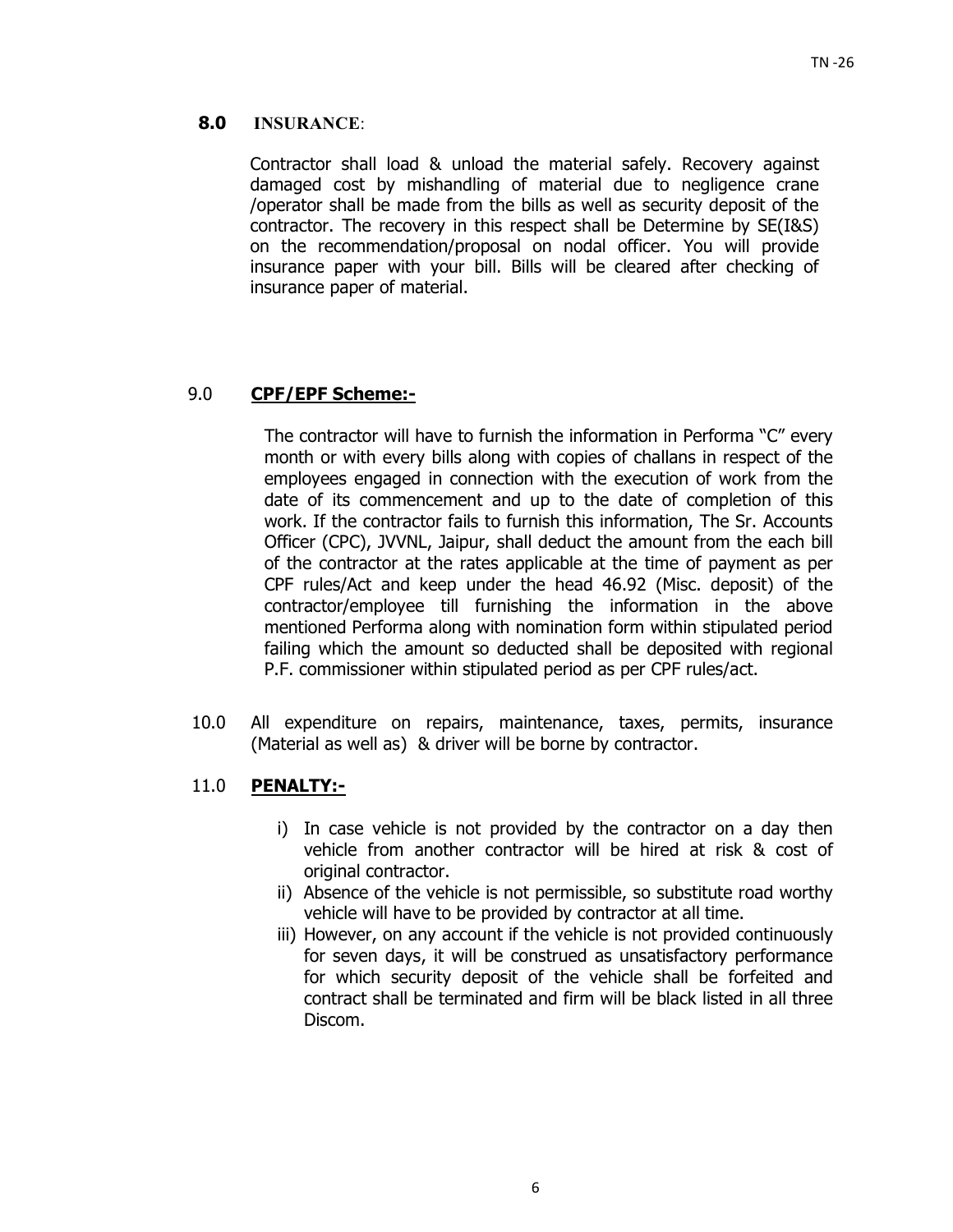**8.0 INSURANCE**:

Contractor shall load & unload the material safely. Recovery against damaged cost by mishandling of material due to negligence crane /operator shall be made from the bills as well as security deposit of the contractor. The recovery in this respect shall be Determine by SE(I&S) on the recommendation/proposal on nodal officer. You will provide insurance paper with your bill. Bills will be cleared after checking of insurance paper of material.

9.0 **CPF/EPF Scheme:-**

The contractor will have to furnish the information in Performa "C" every month or with every bills along with copies of challans in respect of the employees engaged in connection with the execution of work from the date of its commencement and up to the date of completion of this work. If the contractor fails to furnish this information, The Sr. Accounts Officer (CPC), JVVNL, Jaipur, shall deduct the amount from the each bill of the contractor at the rates applicable at the time of payment as per CPF rules/Act and keep under the head 46.92 (Misc. deposit) of the contractor/employee till furnishing the information in the above mentioned Performa along with nomination form within stipulated period failing which the amount so deducted shall be deposited with regional P.F. commissioner within stipulated period as per CPF rules/act.

10.0 All expenditure on repairs, maintenance, taxes, permits, insurance (Material as well as) & driver will be borne by contractor.

11.0 **PENALTY:-**

i) In case vehicle is not provided by the contractor on a day then vehicle from another contractor will be hired at risk & cost of original contractor.
ii) Absence of the vehicle is not permissible, so substitute road worthy vehicle will have to be provided by contractor at all time.
iii) However, on any account if the vehicle is not provided continuously for seven days, it will be construed as unsatisfactory performance for which security deposit of the vehicle shall be forfeited and contract shall be terminated and firm will be black listed in all three Discom.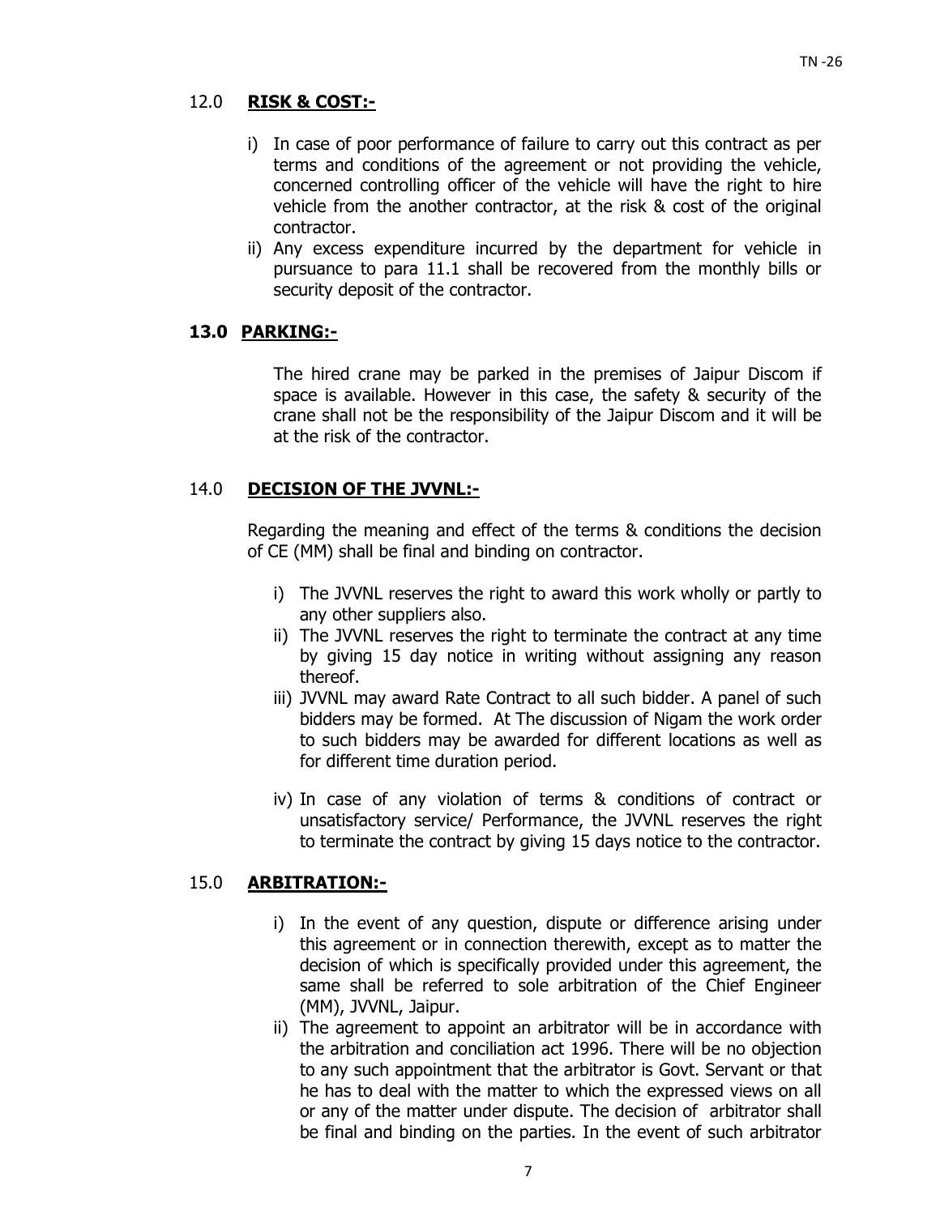## 12.0 **RISK & COST:-**

i) In case of poor performance of failure to carry out this contract as per terms and conditions of the agreement or not providing the vehicle, concerned controlling officer of the vehicle will have the right to hire vehicle from the another contractor, at the risk & cost of the original contractor.
ii) Any excess expenditure incurred by the department for vehicle in pursuance to para 11.1 shall be recovered from the monthly bills or security deposit of the contractor.

## 13.0 **PARKING:-**

The hired crane may be parked in the premises of Jaipur Discom if space is available. However in this case, the safety & security of the crane shall not be the responsibility of the Jaipur Discom and it will be at the risk of the contractor.

## 14.0 **DECISION OF THE JVVNL:-**

Regarding the meaning and effect of the terms & conditions the decision of CE (MM) shall be final and binding on contractor.

i) The JVVNL reserves the right to award this work wholly or partly to any other suppliers also.
ii) The JVVNL reserves the right to terminate the contract at any time by giving 15 day notice in writing without assigning any reason thereof.
iii) JVVNL may award Rate Contract to all such bidder. A panel of such bidders may be formed. At The discussion of Nigam the work order to such bidders may be awarded for different locations as well as for different time duration period.
iv) In case of any violation of terms & conditions of contract or unsatisfactory service/ Performance, the JVVNL reserves the right to terminate the contract by giving 15 days notice to the contractor.

## 15.0 **ARBITRATION:-**

i) In the event of any question, dispute or difference arising under this agreement or in connection therewith, except as to matter the decision of which is specifically provided under this agreement, the same shall be referred to sole arbitration of the Chief Engineer (MM), JVVNL, Jaipur.
ii) The agreement to appoint an arbitrator will be in accordance with the arbitration and conciliation act 1996. There will be no objection to any such appointment that the arbitrator is Govt. Servant or that he has to deal with the matter to which the expressed views on all or any of the matter under dispute. The decision of arbitrator shall be final and binding on the parties. In the event of such arbitrator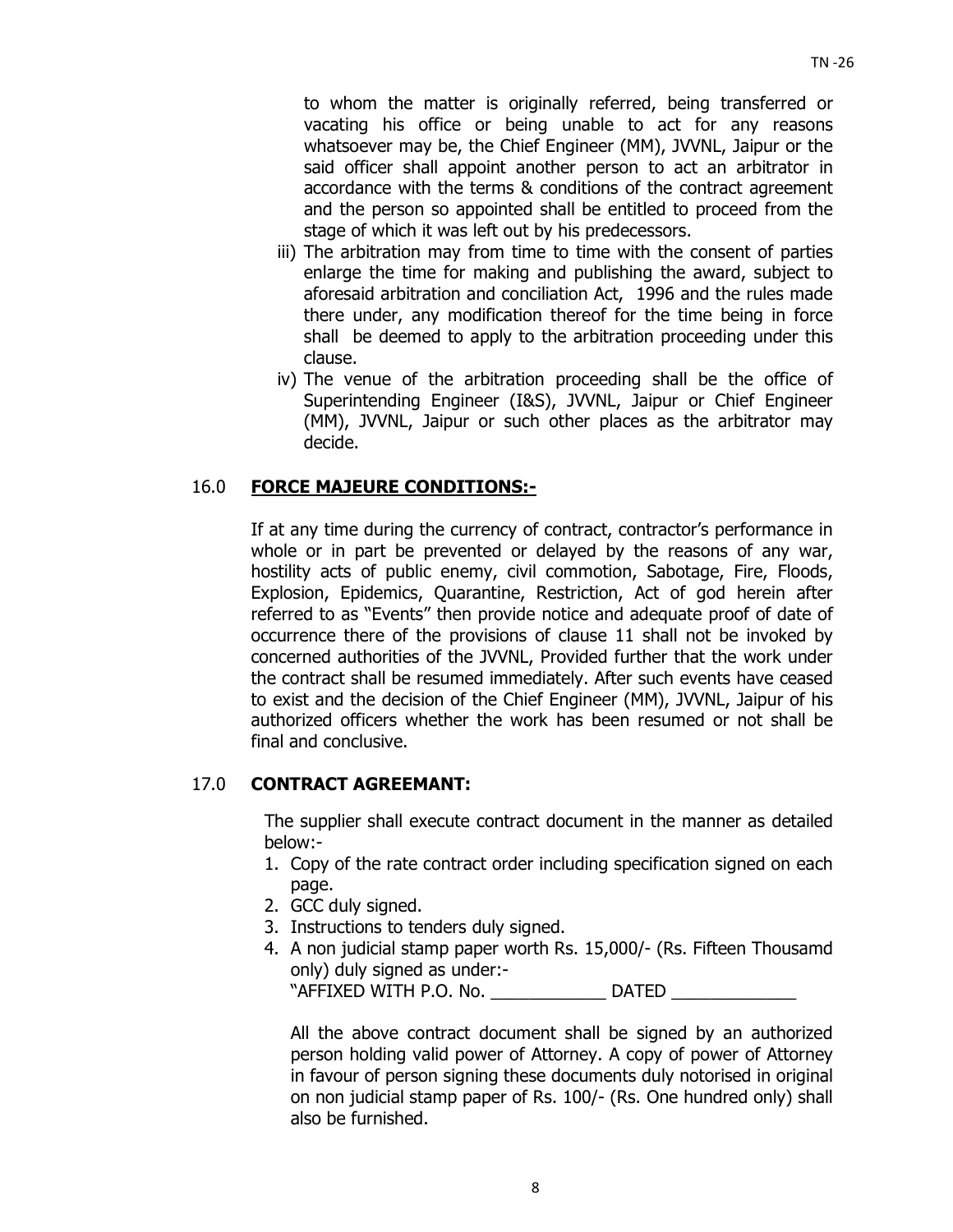to whom the matter is originally referred, being transferred or vacating his office or being unable to act for any reasons whatsoever may be, the Chief Engineer (MM), JVVNL, Jaipur or the said officer shall appoint another person to act an arbitrator in accordance with the terms & conditions of the contract agreement and the person so appointed shall be entitled to proceed from the stage of which it was left out by his predecessors.

iii) The arbitration may from time to time with the consent of parties enlarge the time for making and publishing the award, subject to aforesaid arbitration and conciliation Act, 1996 and the rules made there under, any modification thereof for the time being in force shall be deemed to apply to the arbitration proceeding under this clause.

iv) The venue of the arbitration proceeding shall be the office of Superintending Engineer (I&S), JVVNL, Jaipur or Chief Engineer (MM), JVVNL, Jaipur or such other places as the arbitrator may decide.

## 16.0 FORCE MAJEURE CONDITIONS:-

If at any time during the currency of contract, contractor's performance in whole or in part be prevented or delayed by the reasons of any war, hostility acts of public enemy, civil commotion, Sabotage, Fire, Floods, Explosion, Epidemics, Quarantine, Restriction, Act of god herein after referred to as "Events" then provide notice and adequate proof of date of occurrence there of the provisions of clause 11 shall not be invoked by concerned authorities of the JVVNL, Provided further that the work under the contract shall be resumed immediately. After such events have ceased to exist and the decision of the Chief Engineer (MM), JVVNL, Jaipur of his authorized officers whether the work has been resumed or not shall be final and conclusive.

## 17.0 CONTRACT AGREEMANT:

The supplier shall execute contract document in the manner as detailed below:-

1. Copy of the rate contract order including specification signed on each page.
2. GCC duly signed.
3. Instructions to tenders duly signed.
4. A non judicial stamp paper worth Rs. 15,000/- (Rs. Fifteen Thousamd only) duly signed as under:-
   "AFFIXED WITH P.O. No. ____________ DATED _____________

All the above contract document shall be signed by an authorized person holding valid power of Attorney. A copy of power of Attorney in favour of person signing these documents duly notorised in original on non judicial stamp paper of Rs. 100/- (Rs. One hundred only) shall also be furnished.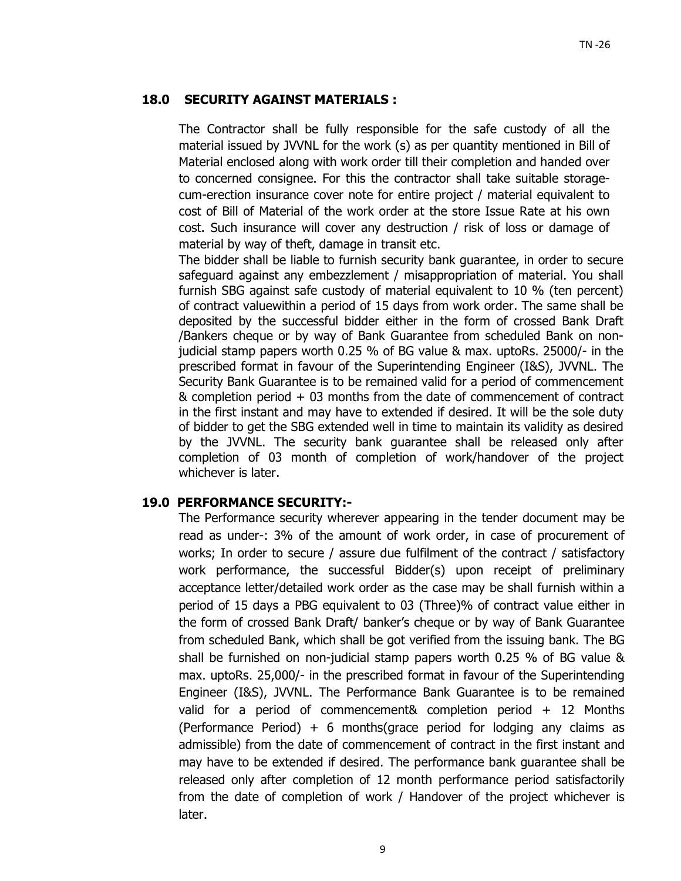### 18.0 SECURITY AGAINST MATERIALS :

The Contractor shall be fully responsible for the safe custody of all the material issued by JVVNL for the work (s) as per quantity mentioned in Bill of Material enclosed along with work order till their completion and handed over to concerned consignee. For this the contractor shall take suitable storage-cum-erection insurance cover note for entire project / material equivalent to cost of Bill of Material of the work order at the store Issue Rate at his own cost. Such insurance will cover any destruction / risk of loss or damage of material by way of theft, damage in transit etc.

The bidder shall be liable to furnish security bank guarantee, in order to secure safeguard against any embezzlement / misappropriation of material. You shall furnish SBG against safe custody of material equivalent to 10 % (ten percent) of contract valuewithin a period of 15 days from work order. The same shall be deposited by the successful bidder either in the form of crossed Bank Draft /Bankers cheque or by way of Bank Guarantee from scheduled Bank on non-judicial stamp papers worth 0.25 % of BG value & max. uptoRs. 25000/- in the prescribed format in favour of the Superintending Engineer (I&S), JVVNL. The Security Bank Guarantee is to be remained valid for a period of commencement & completion period + 03 months from the date of commencement of contract in the first instant and may have to extended if desired. It will be the sole duty of bidder to get the SBG extended well in time to maintain its validity as desired by the JVVNL. The security bank guarantee shall be released only after completion of 03 month of completion of work/handover of the project whichever is later.

### 19.0 PERFORMANCE SECURITY:-

The Performance security wherever appearing in the tender document may be read as under-: 3% of the amount of work order, in case of procurement of works; In order to secure / assure due fulfilment of the contract / satisfactory work performance, the successful Bidder(s) upon receipt of preliminary acceptance letter/detailed work order as the case may be shall furnish within a period of 15 days a PBG equivalent to 03 (Three)% of contract value either in the form of crossed Bank Draft/ banker's cheque or by way of Bank Guarantee from scheduled Bank, which shall be got verified from the issuing bank. The BG shall be furnished on non-judicial stamp papers worth 0.25 % of BG value & max. uptoRs. 25,000/- in the prescribed format in favour of the Superintending Engineer (I&S), JVVNL. The Performance Bank Guarantee is to be remained valid for a period of commencement& completion period + 12 Months (Performance Period) + 6 months(grace period for lodging any claims as admissible) from the date of commencement of contract in the first instant and may have to be extended if desired. The performance bank guarantee shall be released only after completion of 12 month performance period satisfactorily from the date of completion of work / Handover of the project whichever is later.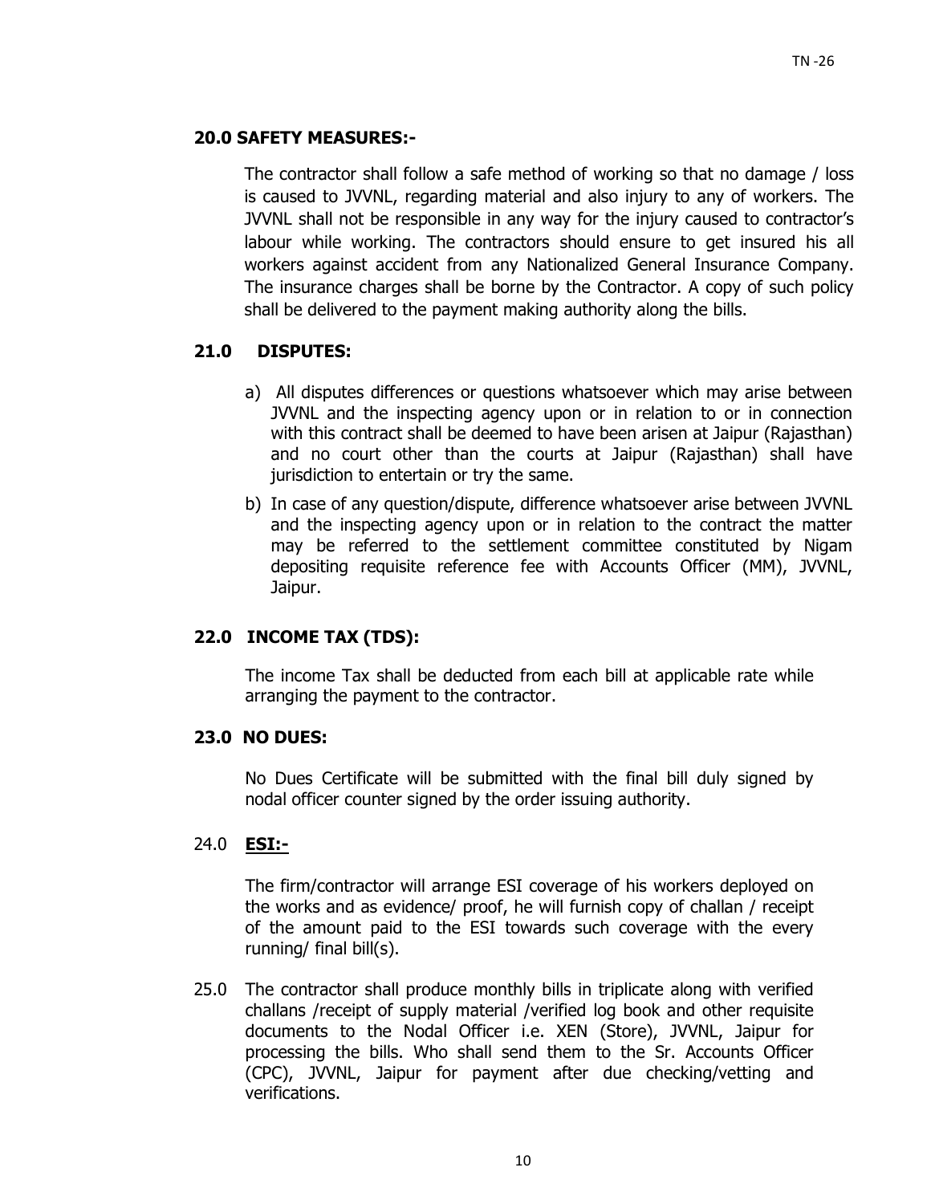**20.0 SAFETY MEASURES:-**

The contractor shall follow a safe method of working so that no damage / loss is caused to JVVNL, regarding material and also injury to any of workers. The JVVNL shall not be responsible in any way for the injury caused to contractor's labour while working. The contractors should ensure to get insured his all workers against accident from any Nationalized General Insurance Company. The insurance charges shall be borne by the Contractor. A copy of such policy shall be delivered to the payment making authority along the bills.

**21.0 DISPUTES:**

a) All disputes differences or questions whatsoever which may arise between JVVNL and the inspecting agency upon or in relation to or in connection with this contract shall be deemed to have been arisen at Jaipur (Rajasthan) and no court other than the courts at Jaipur (Rajasthan) shall have jurisdiction to entertain or try the same.

b) In case of any question/dispute, difference whatsoever arise between JVVNL and the inspecting agency upon or in relation to the contract the matter may be referred to the settlement committee constituted by Nigam depositing requisite reference fee with Accounts Officer (MM), JVVNL, Jaipur.

**22.0 INCOME TAX (TDS):**

The income Tax shall be deducted from each bill at applicable rate while arranging the payment to the contractor.

**23.0 NO DUES:**

No Dues Certificate will be submitted with the final bill duly signed by nodal officer counter signed by the order issuing authority.

24.0 **ESI:-**

The firm/contractor will arrange ESI coverage of his workers deployed on the works and as evidence/ proof, he will furnish copy of challan / receipt of the amount paid to the ESI towards such coverage with the every running/ final bill(s).

25.0 The contractor shall produce monthly bills in triplicate along with verified challans /receipt of supply material /verified log book and other requisite documents to the Nodal Officer i.e. XEN (Store), JVVNL, Jaipur for processing the bills. Who shall send them to the Sr. Accounts Officer (CPC), JVVNL, Jaipur for payment after due checking/vetting and verifications.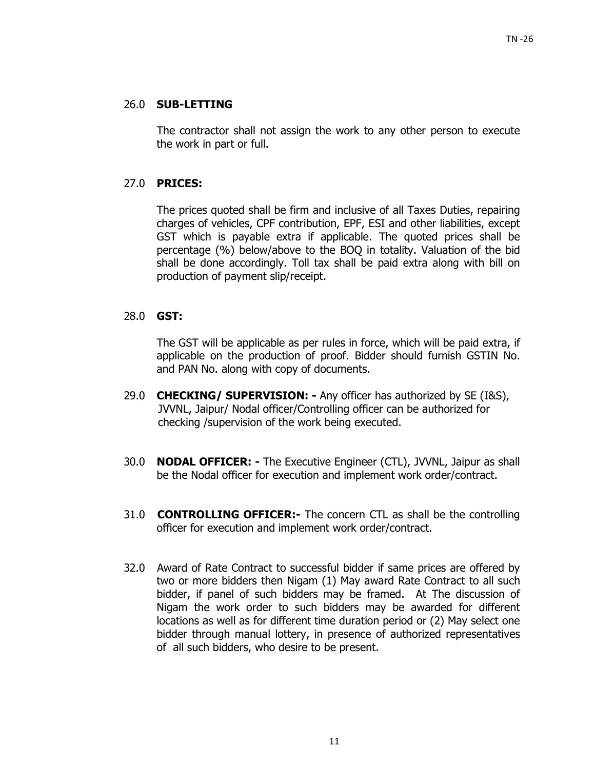26.0 **SUB-LETTING**

The contractor shall not assign the work to any other person to execute the work in part or full.

27.0 **PRICES:**

The prices quoted shall be firm and inclusive of all Taxes Duties, repairing charges of vehicles, CPF contribution, EPF, ESI and other liabilities, except GST which is payable extra if applicable. The quoted prices shall be percentage (%) below/above to the BOQ in totality. Valuation of the bid shall be done accordingly. Toll tax shall be paid extra along with bill on production of payment slip/receipt.

28.0 **GST:**

The GST will be applicable as per rules in force, which will be paid extra, if applicable on the production of proof. Bidder should furnish GSTIN No. and PAN No. along with copy of documents.

29.0 **CHECKING/ SUPERVISION: -** Any officer has authorized by SE (I&S), JVVNL, Jaipur/ Nodal officer/Controlling officer can be authorized for checking /supervision of the work being executed.

30.0 **NODAL OFFICER: -** The Executive Engineer (CTL), JVVNL, Jaipur as shall be the Nodal officer for execution and implement work order/contract.

31.0 **CONTROLLING OFFICER:-** The concern CTL as shall be the controlling officer for execution and implement work order/contract.

32.0 Award of Rate Contract to successful bidder if same prices are offered by two or more bidders then Nigam (1) May award Rate Contract to all such bidder, if panel of such bidders may be framed. At The discussion of Nigam the work order to such bidders may be awarded for different locations as well as for different time duration period or (2) May select one bidder through manual lottery, in presence of authorized representatives of all such bidders, who desire to be present.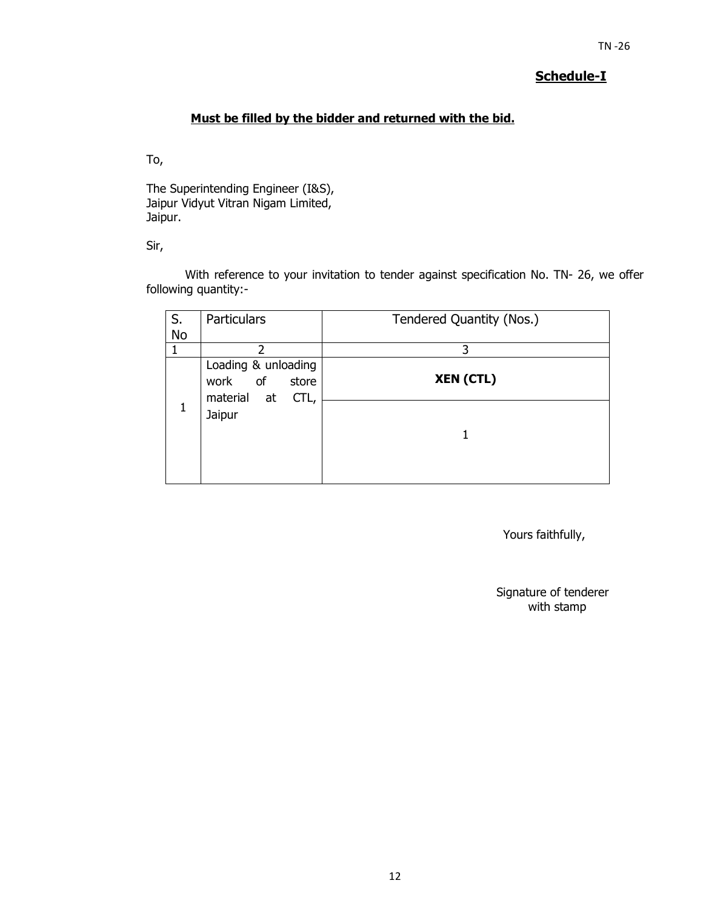## Schedule-I

**Must be filled by the bidder and returned with the bid.**

To,

The Superintending Engineer (I&S),
Jaipur Vidyut Vitran Nigam Limited,
Jaipur.

Sir,

With reference to your invitation to tender against specification No. TN- 26, we offer following quantity:-

| S. No | Particulars | Tendered Quantity (Nos.) |
|---|---|---|
| 1 | 2 | 3 |
| 1 | Loading & unloading work of store material at CTL, Jaipur | **XEN (CTL)** |
| | | 1 |

Yours faithfully,

Signature of tenderer with stamp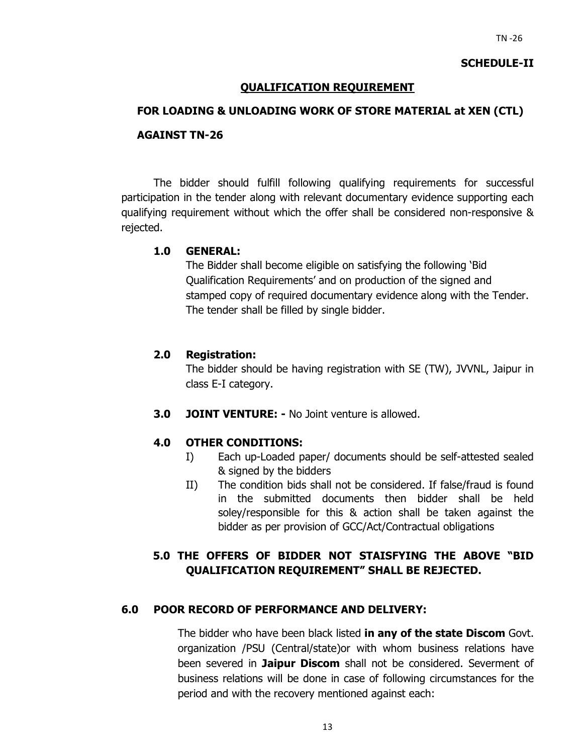**SCHEDULE-II**

## QUALIFICATION REQUIREMENT

### FOR LOADING & UNLOADING WORK OF STORE MATERIAL at XEN (CTL) AGAINST TN-26

The bidder should fulfill following qualifying requirements for successful participation in the tender along with relevant documentary evidence supporting each qualifying requirement without which the offer shall be considered non-responsive & rejected.

**1.0 GENERAL:**

The Bidder shall become eligible on satisfying the following 'Bid Qualification Requirements' and on production of the signed and stamped copy of required documentary evidence along with the Tender. The tender shall be filled by single bidder.

**2.0 Registration:**

The bidder should be having registration with SE (TW), JVVNL, Jaipur in class E-I category.

**3.0 JOINT VENTURE: -** No Joint venture is allowed.

**4.0 OTHER CONDITIONS:**

I) Each up-Loaded paper/ documents should be self-attested sealed & signed by the bidders

II) The condition bids shall not be considered. If false/fraud is found in the submitted documents then bidder shall be held soley/responsible for this & action shall be taken against the bidder as per provision of GCC/Act/Contractual obligations

**5.0 THE OFFERS OF BIDDER NOT STAISFYING THE ABOVE "BID QUALIFICATION REQUIREMENT" SHALL BE REJECTED.**

**6.0 POOR RECORD OF PERFORMANCE AND DELIVERY:**

The bidder who have been black listed **in any of the state Discom** Govt. organization /PSU (Central/state)or with whom business relations have been severed in **Jaipur Discom** shall not be considered. Severment of business relations will be done in case of following circumstances for the period and with the recovery mentioned against each: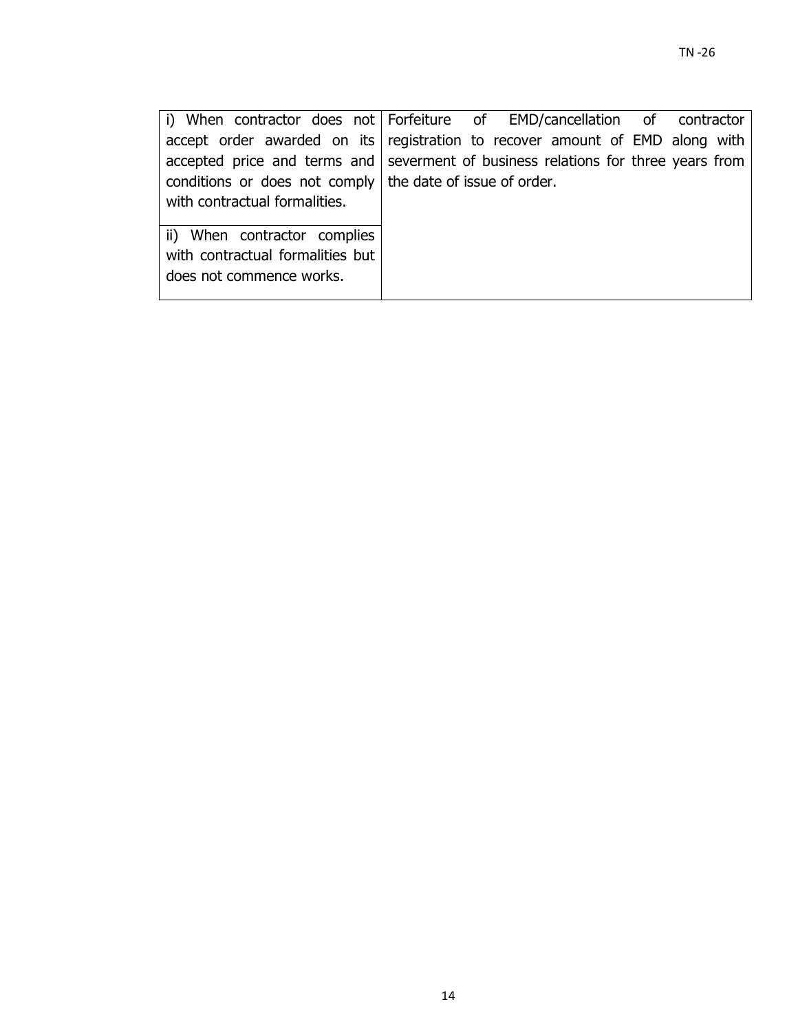| | |
|---|---|
| i) When contractor does not accept order awarded on its accepted price and terms and conditions or does not comply with contractual formalities. | Forfeiture of EMD/cancellation of contractor registration to recover amount of EMD along with severment of business relations for three years from the date of issue of order. |
| ii) When contractor complies with contractual formalities but does not commence works. | |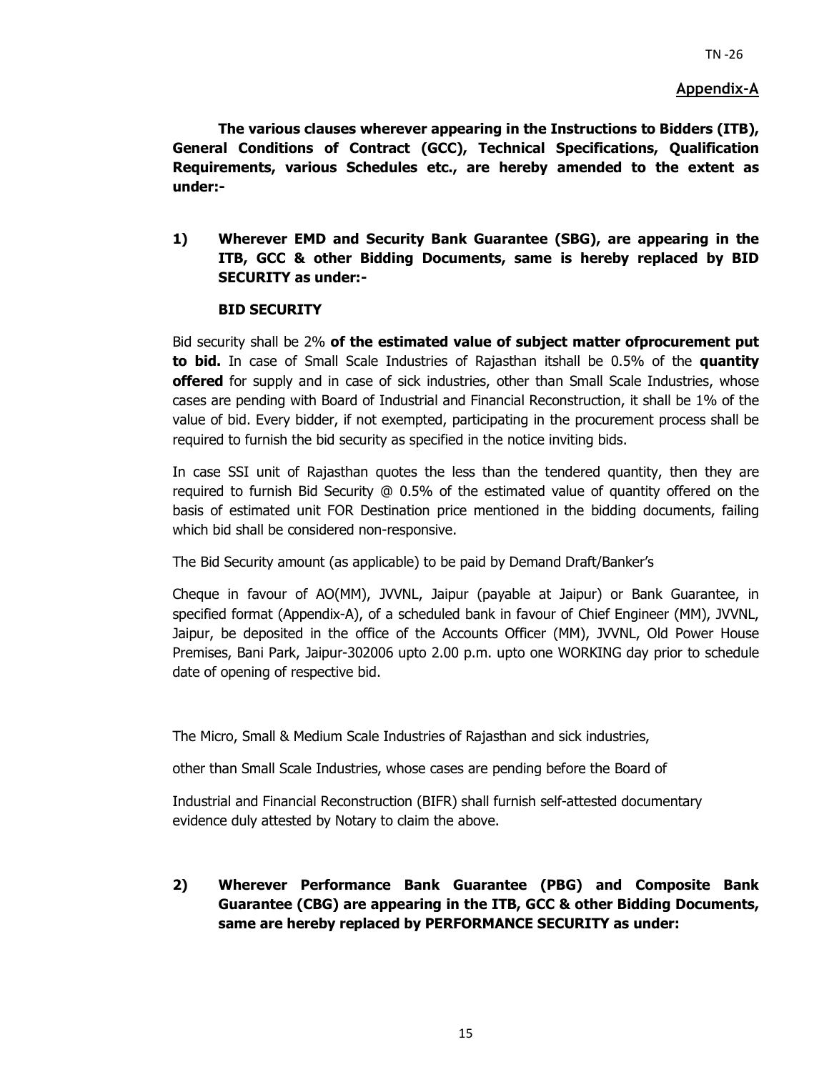**Appendix-A**

**The various clauses wherever appearing in the Instructions to Bidders (ITB), General Conditions of Contract (GCC), Technical Specifications, Qualification Requirements, various Schedules etc., are hereby amended to the extent as under:-**

**1) Wherever EMD and Security Bank Guarantee (SBG), are appearing in the ITB, GCC & other Bidding Documents, same is hereby replaced by BID SECURITY as under:-**

**BID SECURITY**

Bid security shall be 2% **of the estimated value of subject matter ofprocurement put to bid.** In case of Small Scale Industries of Rajasthan itshall be 0.5% of the **quantity offered** for supply and in case of sick industries, other than Small Scale Industries, whose cases are pending with Board of Industrial and Financial Reconstruction, it shall be 1% of the value of bid. Every bidder, if not exempted, participating in the procurement process shall be required to furnish the bid security as specified in the notice inviting bids.

In case SSI unit of Rajasthan quotes the less than the tendered quantity, then they are required to furnish Bid Security @ 0.5% of the estimated value of quantity offered on the basis of estimated unit FOR Destination price mentioned in the bidding documents, failing which bid shall be considered non-responsive.

The Bid Security amount (as applicable) to be paid by Demand Draft/Banker's

Cheque in favour of AO(MM), JVVNL, Jaipur (payable at Jaipur) or Bank Guarantee, in specified format (Appendix-A), of a scheduled bank in favour of Chief Engineer (MM), JVVNL, Jaipur, be deposited in the office of the Accounts Officer (MM), JVVNL, Old Power House Premises, Bani Park, Jaipur-302006 upto 2.00 p.m. upto one WORKING day prior to schedule date of opening of respective bid.

The Micro, Small & Medium Scale Industries of Rajasthan and sick industries,

other than Small Scale Industries, whose cases are pending before the Board of

Industrial and Financial Reconstruction (BIFR) shall furnish self-attested documentary evidence duly attested by Notary to claim the above.

**2) Wherever Performance Bank Guarantee (PBG) and Composite Bank Guarantee (CBG) are appearing in the ITB, GCC & other Bidding Documents, same are hereby replaced by PERFORMANCE SECURITY as under:**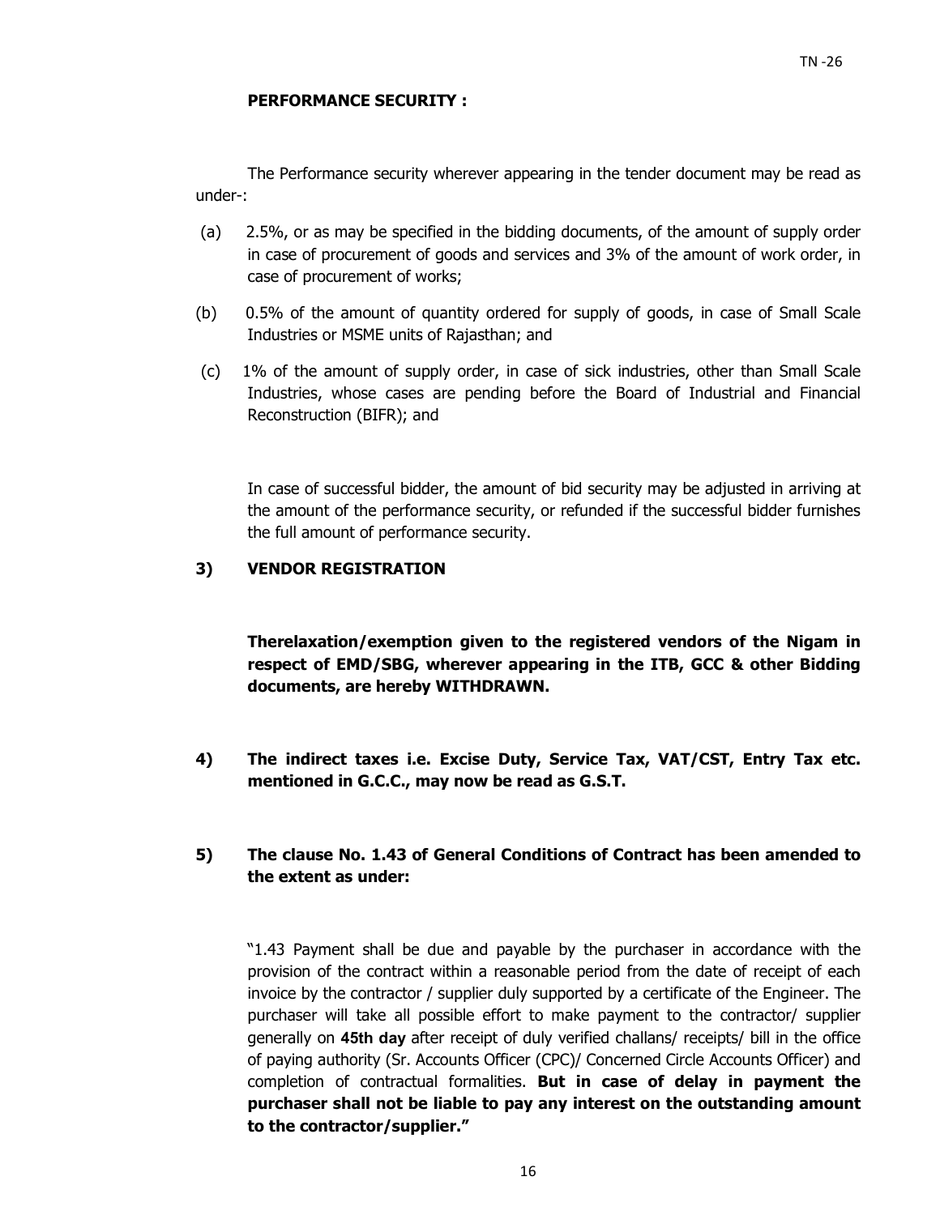**PERFORMANCE SECURITY :**

The Performance security wherever appearing in the tender document may be read as under-:

(a) 2.5%, or as may be specified in the bidding documents, of the amount of supply order in case of procurement of goods and services and 3% of the amount of work order, in case of procurement of works;

(b) 0.5% of the amount of quantity ordered for supply of goods, in case of Small Scale Industries or MSME units of Rajasthan; and

(c) 1% of the amount of supply order, in case of sick industries, other than Small Scale Industries, whose cases are pending before the Board of Industrial and Financial Reconstruction (BIFR); and

In case of successful bidder, the amount of bid security may be adjusted in arriving at the amount of the performance security, or refunded if the successful bidder furnishes the full amount of performance security.

**3) VENDOR REGISTRATION**

**Therelaxation/exemption given to the registered vendors of the Nigam in respect of EMD/SBG, wherever appearing in the ITB, GCC & other Bidding documents, are hereby WITHDRAWN.**

**4) The indirect taxes i.e. Excise Duty, Service Tax, VAT/CST, Entry Tax etc. mentioned in G.C.C., may now be read as G.S.T.**

**5) The clause No. 1.43 of General Conditions of Contract has been amended to the extent as under:**

"1.43 Payment shall be due and payable by the purchaser in accordance with the provision of the contract within a reasonable period from the date of receipt of each invoice by the contractor / supplier duly supported by a certificate of the Engineer. The purchaser will take all possible effort to make payment to the contractor/ supplier generally on **45th day** after receipt of duly verified challans/ receipts/ bill in the office of paying authority (Sr. Accounts Officer (CPC)/ Concerned Circle Accounts Officer) and completion of contractual formalities. **But in case of delay in payment the purchaser shall not be liable to pay any interest on the outstanding amount to the contractor/supplier."**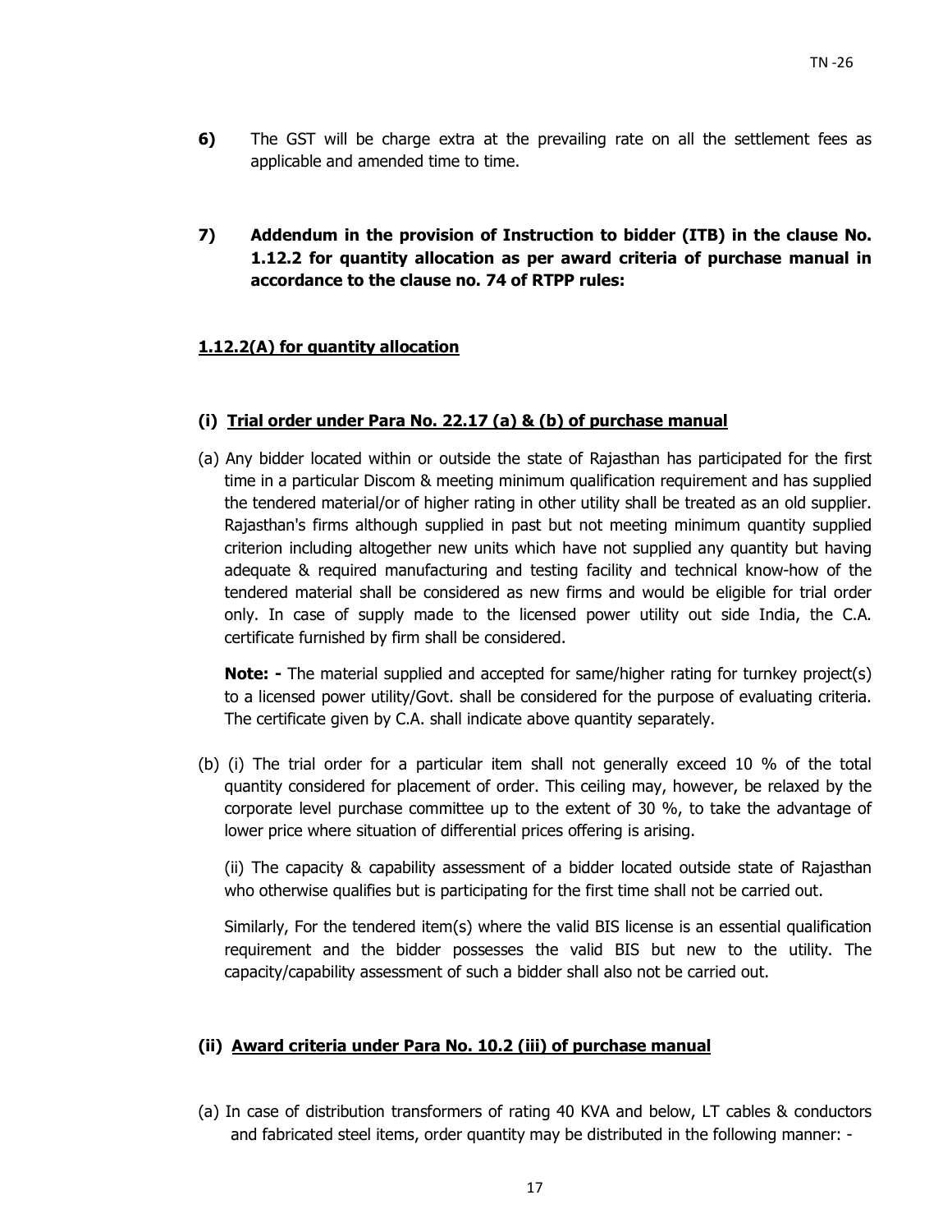**6)** The GST will be charge extra at the prevailing rate on all the settlement fees as applicable and amended time to time.

**7) Addendum in the provision of Instruction to bidder (ITB) in the clause No. 1.12.2 for quantity allocation as per award criteria of purchase manual in accordance to the clause no. 74 of RTPP rules:**

**1.12.2(A) for quantity allocation**

**(i) Trial order under Para No. 22.17 (a) & (b) of purchase manual**

(a) Any bidder located within or outside the state of Rajasthan has participated for the first time in a particular Discom & meeting minimum qualification requirement and has supplied the tendered material/or of higher rating in other utility shall be treated as an old supplier. Rajasthan's firms although supplied in past but not meeting minimum quantity supplied criterion including altogether new units which have not supplied any quantity but having adequate & required manufacturing and testing facility and technical know-how of the tendered material shall be considered as new firms and would be eligible for trial order only. In case of supply made to the licensed power utility out side India, the C.A. certificate furnished by firm shall be considered.

**Note: -** The material supplied and accepted for same/higher rating for turnkey project(s) to a licensed power utility/Govt. shall be considered for the purpose of evaluating criteria. The certificate given by C.A. shall indicate above quantity separately.

(b) (i) The trial order for a particular item shall not generally exceed 10 % of the total quantity considered for placement of order. This ceiling may, however, be relaxed by the corporate level purchase committee up to the extent of 30 %, to take the advantage of lower price where situation of differential prices offering is arising.

(ii) The capacity & capability assessment of a bidder located outside state of Rajasthan who otherwise qualifies but is participating for the first time shall not be carried out.

Similarly, For the tendered item(s) where the valid BIS license is an essential qualification requirement and the bidder possesses the valid BIS but new to the utility. The capacity/capability assessment of such a bidder shall also not be carried out.

**(ii) Award criteria under Para No. 10.2 (iii) of purchase manual**

(a) In case of distribution transformers of rating 40 KVA and below, LT cables & conductors and fabricated steel items, order quantity may be distributed in the following manner: -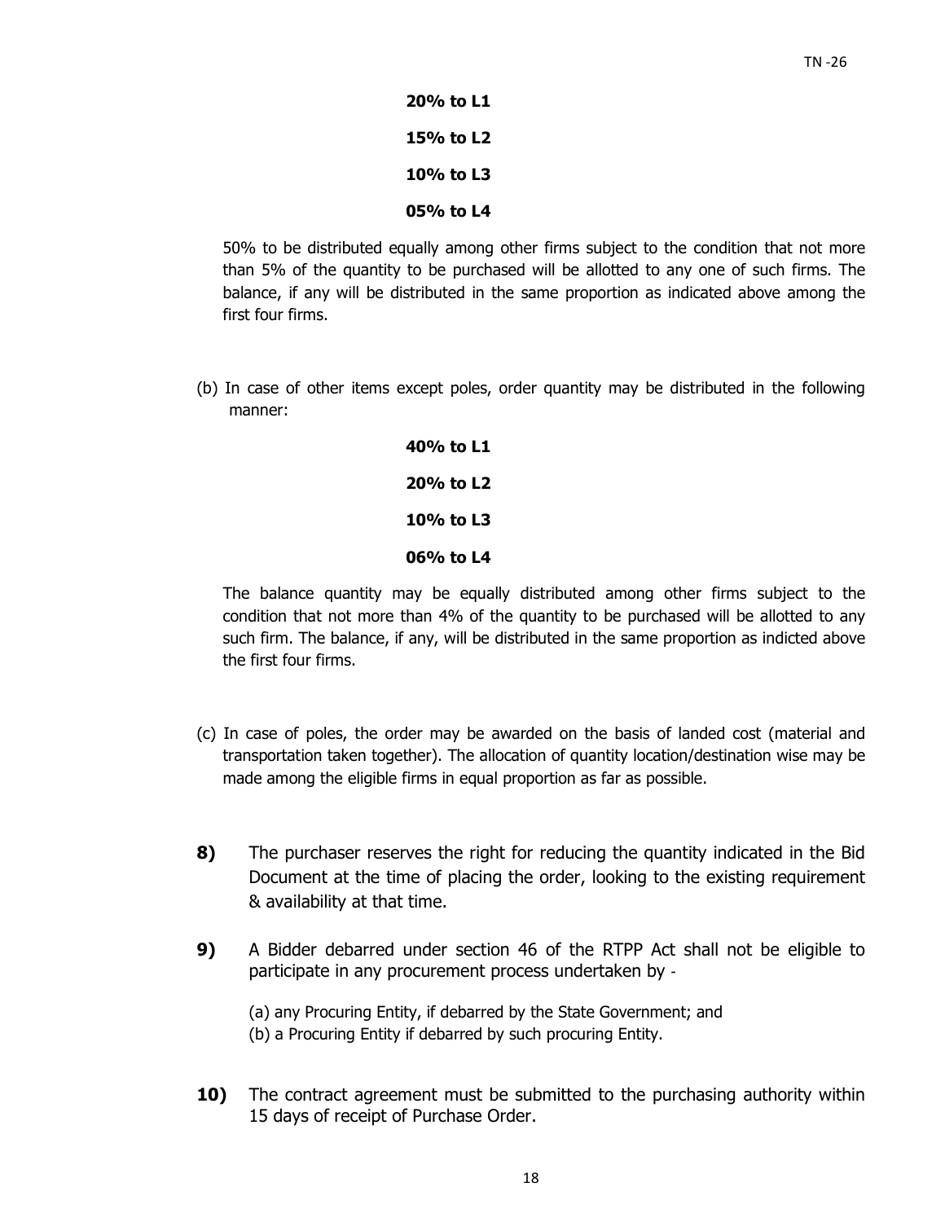**20% to L1**

**15% to L2**

**10% to L3**

**05% to L4**

50% to be distributed equally among other firms subject to the condition that not more than 5% of the quantity to be purchased will be allotted to any one of such firms. The balance, if any will be distributed in the same proportion as indicated above among the first four firms.

(b) In case of other items except poles, order quantity may be distributed in the following manner:

**40% to L1**

**20% to L2**

**10% to L3**

**06% to L4**

The balance quantity may be equally distributed among other firms subject to the condition that not more than 4% of the quantity to be purchased will be allotted to any such firm. The balance, if any, will be distributed in the same proportion as indicted above the first four firms.

(c) In case of poles, the order may be awarded on the basis of landed cost (material and transportation taken together). The allocation of quantity location/destination wise may be made among the eligible firms in equal proportion as far as possible.

**8)** The purchaser reserves the right for reducing the quantity indicated in the Bid Document at the time of placing the order, looking to the existing requirement & availability at that time.

**9)** A Bidder debarred under section 46 of the RTPP Act shall not be eligible to participate in any procurement process undertaken by -

(a) any Procuring Entity, if debarred by the State Government; and
(b) a Procuring Entity if debarred by such procuring Entity.

**10)** The contract agreement must be submitted to the purchasing authority within 15 days of receipt of Purchase Order.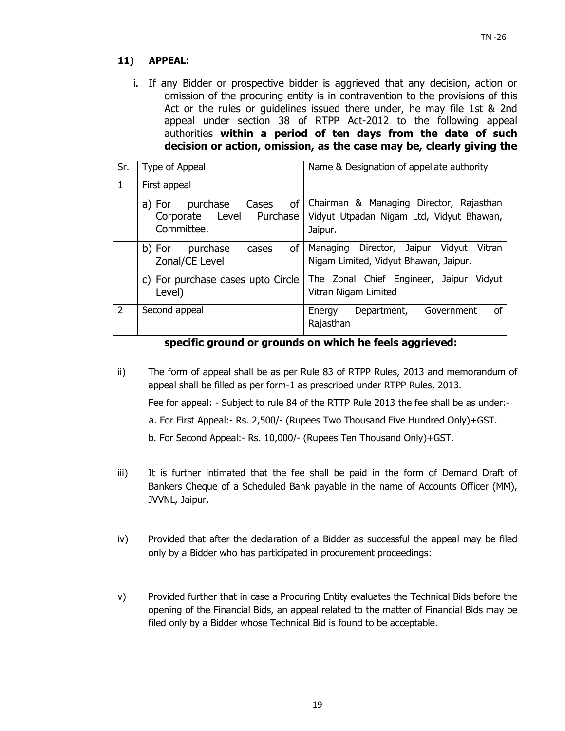### 11) APPEAL:

i. If any Bidder or prospective bidder is aggrieved that any decision, action or omission of the procuring entity is in contravention to the provisions of this Act or the rules or guidelines issued there under, he may file 1st & 2nd appeal under section 38 of RTPP Act-2012 to the following appeal authorities **within a period of ten days from the date of such decision or action, omission, as the case may be, clearly giving the specific ground or grounds on which he feels aggrieved:**

| Sr. | Type of Appeal | Name & Designation of appellate authority |
|---|---|---|
| 1 | First appeal | |
| | a) For purchase Cases of Corporate Level Purchase Committee. | Chairman & Managing Director, Rajasthan Vidyut Utpadan Nigam Ltd, Vidyut Bhawan, Jaipur. |
| | b) For purchase cases of Zonal/CE Level | Managing Director, Jaipur Vidyut Vitran Nigam Limited, Vidyut Bhawan, Jaipur. |
| | c) For purchase cases upto Circle Level) | The Zonal Chief Engineer, Jaipur Vidyut Vitran Nigam Limited |
| 2 | Second appeal | Energy Department, Government of Rajasthan |

ii) The form of appeal shall be as per Rule 83 of RTPP Rules, 2013 and memorandum of appeal shall be filled as per form-1 as prescribed under RTPP Rules, 2013.

Fee for appeal: - Subject to rule 84 of the RTTP Rule 2013 the fee shall be as under:-

a. For First Appeal:- Rs. 2,500/- (Rupees Two Thousand Five Hundred Only)+GST.

b. For Second Appeal:- Rs. 10,000/- (Rupees Ten Thousand Only)+GST.

iii) It is further intimated that the fee shall be paid in the form of Demand Draft of Bankers Cheque of a Scheduled Bank payable in the name of Accounts Officer (MM), JVVNL, Jaipur.

iv) Provided that after the declaration of a Bidder as successful the appeal may be filed only by a Bidder who has participated in procurement proceedings:

v) Provided further that in case a Procuring Entity evaluates the Technical Bids before the opening of the Financial Bids, an appeal related to the matter of Financial Bids may be filed only by a Bidder whose Technical Bid is found to be acceptable.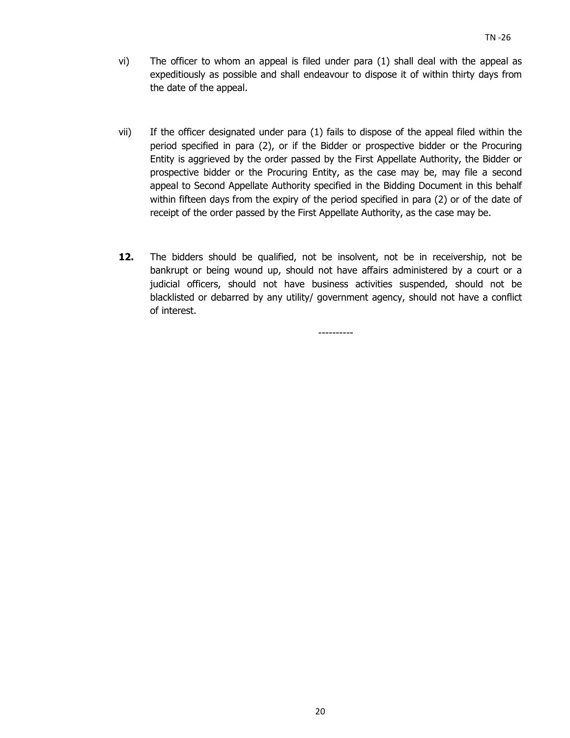vi) The officer to whom an appeal is filed under para (1) shall deal with the appeal as expeditiously as possible and shall endeavour to dispose it of within thirty days from the date of the appeal.

vii) If the officer designated under para (1) fails to dispose of the appeal filed within the period specified in para (2), or if the Bidder or prospective bidder or the Procuring Entity is aggrieved by the order passed by the First Appellate Authority, the Bidder or prospective bidder or the Procuring Entity, as the case may be, may file a second appeal to Second Appellate Authority specified in the Bidding Document in this behalf within fifteen days from the expiry of the period specified in para (2) or of the date of receipt of the order passed by the First Appellate Authority, as the case may be.

**12.** The bidders should be qualified, not be insolvent, not be in receivership, not be bankrupt or being wound up, should not have affairs administered by a court or a judicial officers, should not have business activities suspended, should not be blacklisted or debarred by any utility/ government agency, should not have a conflict of interest.

----------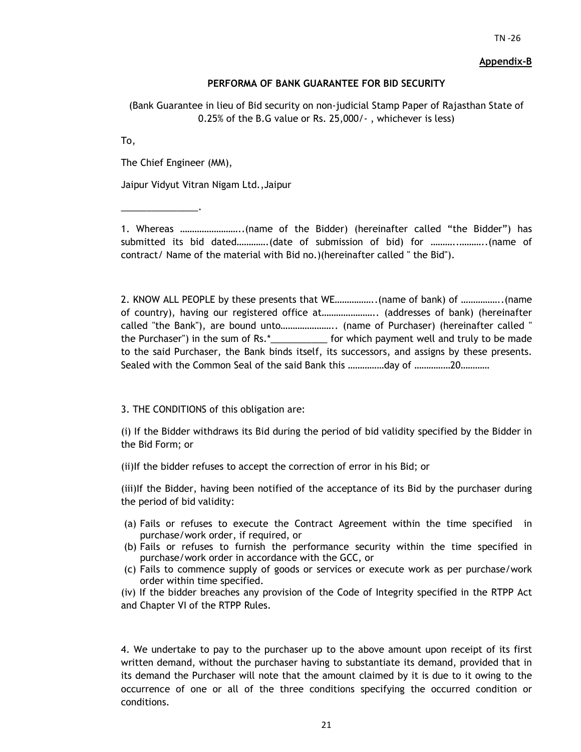**Appendix-B**

**PERFORMA OF BANK GUARANTEE FOR BID SECURITY**

(Bank Guarantee in lieu of Bid security on non-judicial Stamp Paper of Rajasthan State of 0.25% of the B.G value or Rs. 25,000/- , whichever is less)

To,

The Chief Engineer (MM),

Jaipur Vidyut Vitran Nigam Ltd.,Jaipur

_______________.

1. Whereas ……………………..(name of the Bidder) (hereinafter called "the Bidder") has submitted its bid dated………….(date of submission of bid) for ………..………..(name of contract/ Name of the material with Bid no.)(hereinafter called " the Bid").

2. KNOW ALL PEOPLE by these presents that WE……………..(name of bank) of ……………..(name of country), having our registered office at………………….. (addresses of bank) (hereinafter called "the Bank"), are bound unto………………….. (name of Purchaser) (hereinafter called " the Purchaser") in the sum of Rs.*___________ for which payment well and truly to be made to the said Purchaser, the Bank binds itself, its successors, and assigns by these presents. Sealed with the Common Seal of the said Bank this ……………day of ……………20…………

3. THE CONDITIONS of this obligation are:

(i) If the Bidder withdraws its Bid during the period of bid validity specified by the Bidder in the Bid Form; or

(ii)If the bidder refuses to accept the correction of error in his Bid; or

(iii)If the Bidder, having been notified of the acceptance of its Bid by the purchaser during the period of bid validity:

(a) Fails or refuses to execute the Contract Agreement within the time specified in purchase/work order, if required, or
(b) Fails or refuses to furnish the performance security within the time specified in purchase/work order in accordance with the GCC, or
(c) Fails to commence supply of goods or services or execute work as per purchase/work order within time specified.

(iv) If the bidder breaches any provision of the Code of Integrity specified in the RTPP Act and Chapter VI of the RTPP Rules.

4. We undertake to pay to the purchaser up to the above amount upon receipt of its first written demand, without the purchaser having to substantiate its demand, provided that in its demand the Purchaser will note that the amount claimed by it is due to it owing to the occurrence of one or all of the three conditions specifying the occurred condition or conditions.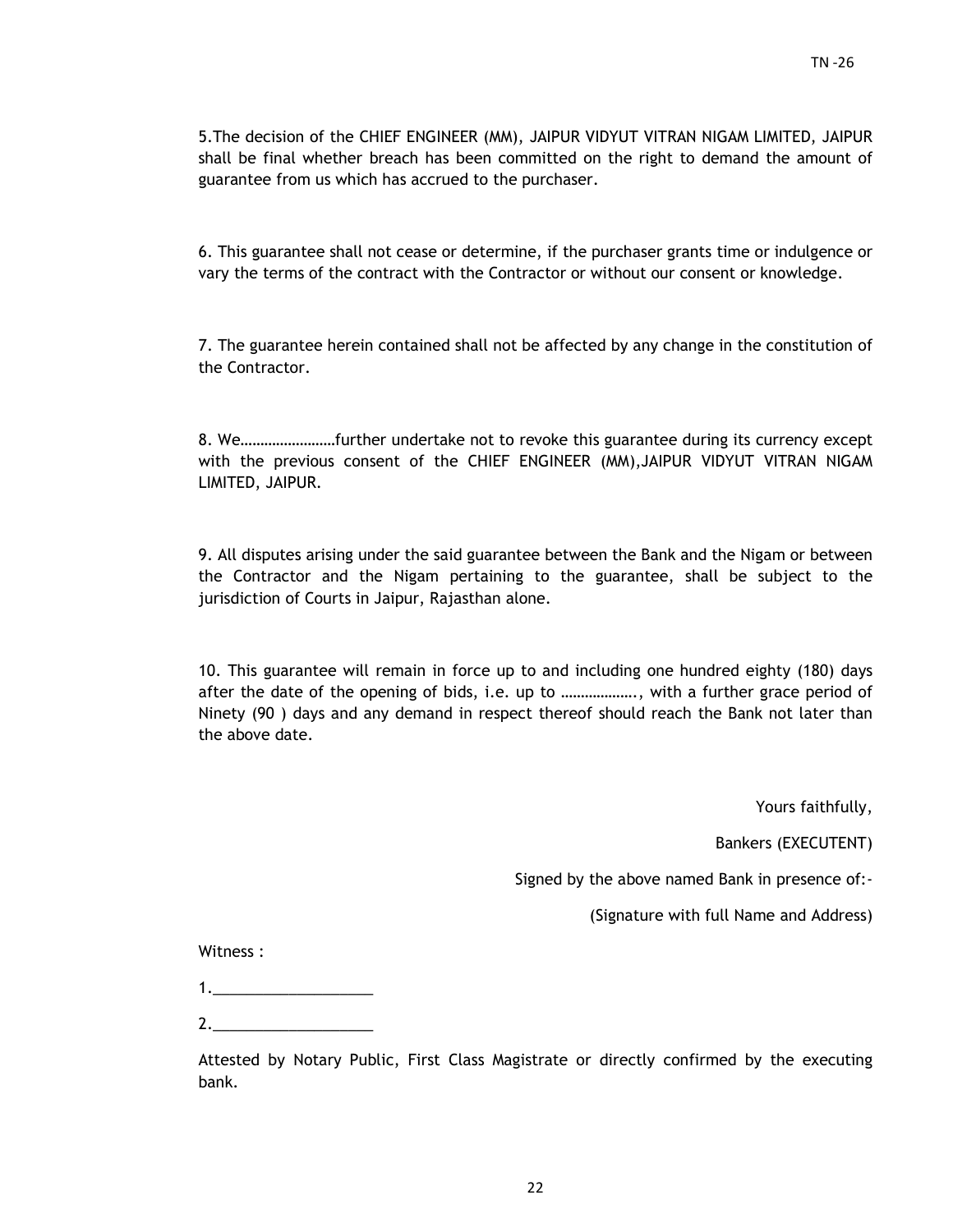5.The decision of the CHIEF ENGINEER (MM), JAIPUR VIDYUT VITRAN NIGAM LIMITED, JAIPUR shall be final whether breach has been committed on the right to demand the amount of guarantee from us which has accrued to the purchaser.

6. This guarantee shall not cease or determine, if the purchaser grants time or indulgence or vary the terms of the contract with the Contractor or without our consent or knowledge.

7. The guarantee herein contained shall not be affected by any change in the constitution of the Contractor.

8. We……………………further undertake not to revoke this guarantee during its currency except with the previous consent of the CHIEF ENGINEER (MM),JAIPUR VIDYUT VITRAN NIGAM LIMITED, JAIPUR.

9. All disputes arising under the said guarantee between the Bank and the Nigam or between the Contractor and the Nigam pertaining to the guarantee, shall be subject to the jurisdiction of Courts in Jaipur, Rajasthan alone.

10. This guarantee will remain in force up to and including one hundred eighty (180) days after the date of the opening of bids, i.e. up to ………………., with a further grace period of Ninety (90 ) days and any demand in respect thereof should reach the Bank not later than the above date.

Yours faithfully,

Bankers (EXECUTENT)

Signed by the above named Bank in presence of:-

(Signature with full Name and Address)

Witness :

1.___________________

2.___________________

Attested by Notary Public, First Class Magistrate or directly confirmed by the executing bank.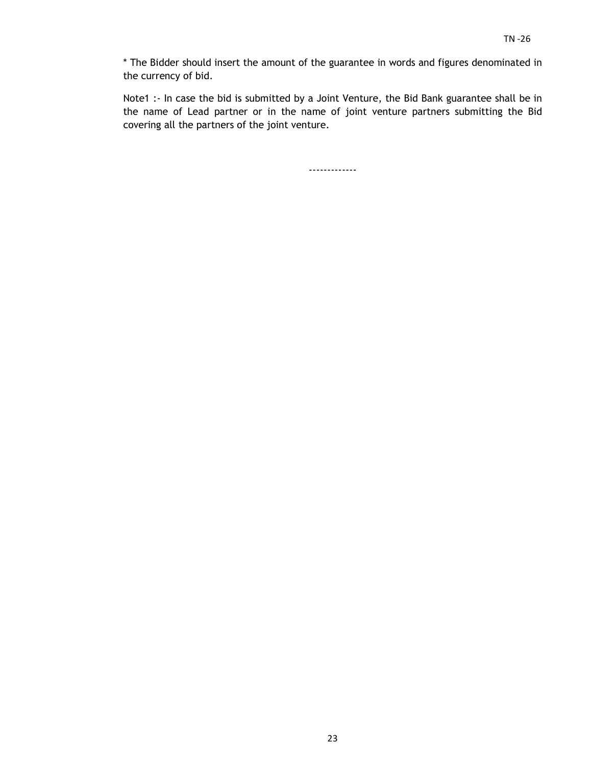* The Bidder should insert the amount of the guarantee in words and figures denominated in the currency of bid.

Note1 :- In case the bid is submitted by a Joint Venture, the Bid Bank guarantee shall be in the name of Lead partner or in the name of joint venture partners submitting the Bid covering all the partners of the joint venture.

-------------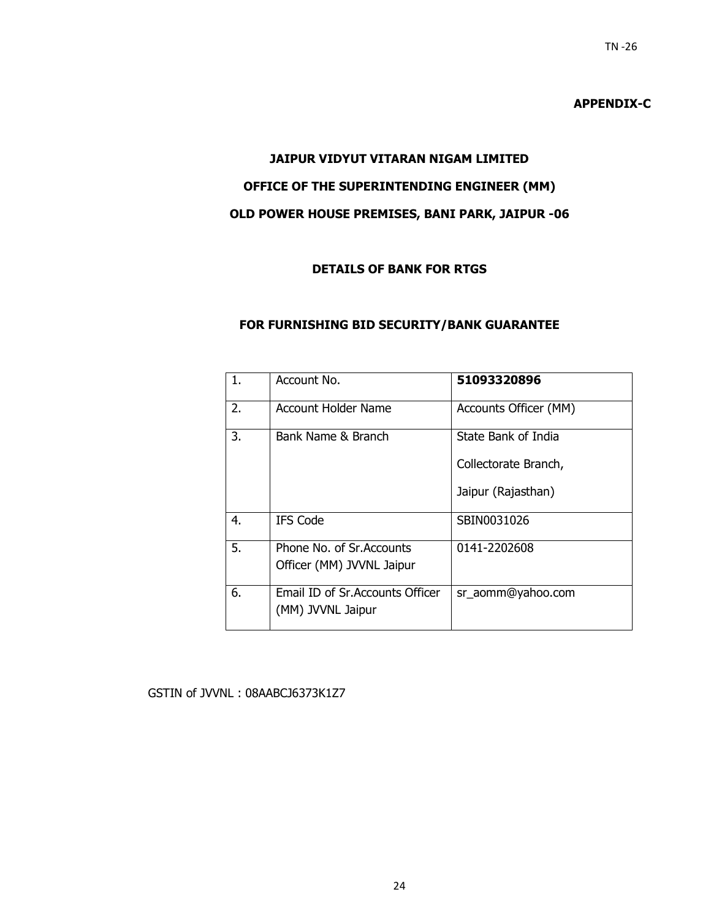**APPENDIX-C**

**JAIPUR VIDYUT VITARAN NIGAM LIMITED**

**OFFICE OF THE SUPERINTENDING ENGINEER (MM)**

**OLD POWER HOUSE PREMISES, BANI PARK, JAIPUR -06**

**DETAILS OF BANK FOR RTGS**

**FOR FURNISHING BID SECURITY/BANK GUARANTEE**

| 1. | Account No. | **51093320896** |
|---|---|---|
| 2. | Account Holder Name | Accounts Officer (MM) |
| 3. | Bank Name & Branch | State Bank of India<br>Collectorate Branch,<br>Jaipur (Rajasthan) |
| 4. | IFS Code | SBIN0031026 |
| 5. | Phone No. of Sr.Accounts Officer (MM) JVVNL Jaipur | 0141-2202608 |
| 6. | Email ID of Sr.Accounts Officer (MM) JVVNL Jaipur | sr_aomm@yahoo.com |

GSTIN of JVVNL : 08AABCJ6373K1Z7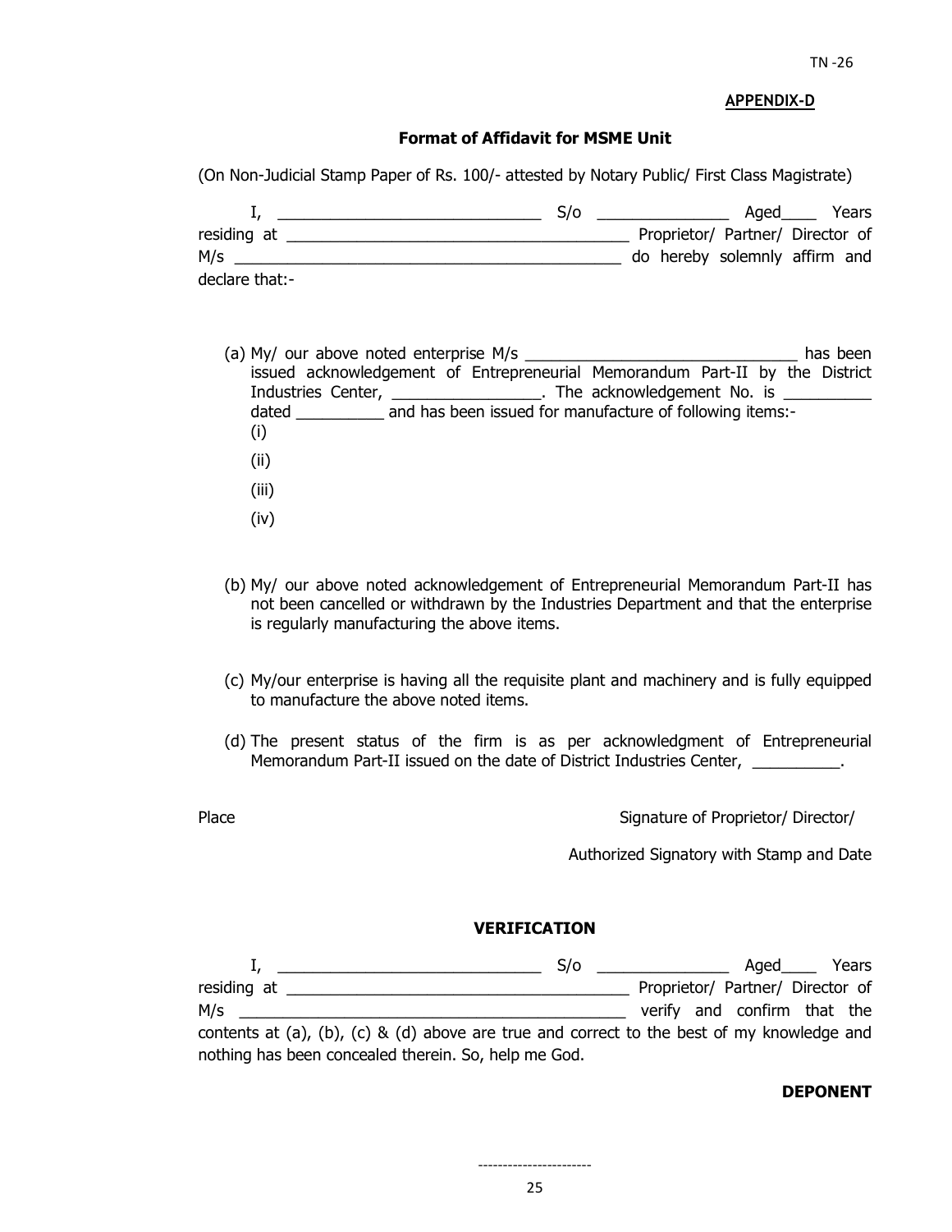**APPENDIX-D**

## Format of Affidavit for MSME Unit

(On Non-Judicial Stamp Paper of Rs. 100/- attested by Notary Public/ First Class Magistrate)

I, ______________________________ S/o _______________ Aged____ Years residing at ______________________________________ Proprietor/ Partner/ Director of M/s ___________________________________________ do hereby solemnly affirm and declare that:-

(a) My/ our above noted enterprise M/s _______________________________ has been issued acknowledgement of Entrepreneurial Memorandum Part-II by the District Industries Center, ________________. The acknowledgement No. is __________ dated __________ and has been issued for manufacture of following items:-
   (i)
   (ii)
   (iii)
   (iv)

(b) My/ our above noted acknowledgement of Entrepreneurial Memorandum Part-II has not been cancelled or withdrawn by the Industries Department and that the enterprise is regularly manufacturing the above items.

(c) My/our enterprise is having all the requisite plant and machinery and is fully equipped to manufacture the above noted items.

(d) The present status of the firm is as per acknowledgment of Entrepreneurial Memorandum Part-II issued on the date of District Industries Center, __________.

Place

Signature of Proprietor/ Director/

Authorized Signatory with Stamp and Date

### VERIFICATION

I, ______________________________ S/o _______________ Aged____ Years residing at ______________________________________ Proprietor/ Partner/ Director of M/s ___________________________________________ verify and confirm that the contents at (a), (b), (c) & (d) above are true and correct to the best of my knowledge and nothing has been concealed therein. So, help me God.

**DEPONENT**

-----------------------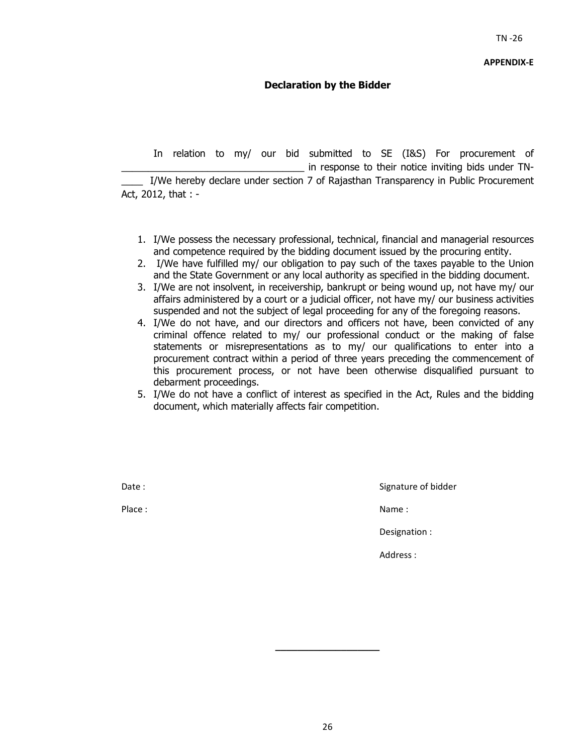**APPENDIX-E**

## Declaration by the Bidder

In relation to my/ our bid submitted to SE (I&S) For procurement of ___________________________________ in response to their notice inviting bids under TN-____ I/We hereby declare under section 7 of Rajasthan Transparency in Public Procurement Act, 2012, that : -

1. I/We possess the necessary professional, technical, financial and managerial resources and competence required by the bidding document issued by the procuring entity.
2. I/We have fulfilled my/ our obligation to pay such of the taxes payable to the Union and the State Government or any local authority as specified in the bidding document.
3. I/We are not insolvent, in receivership, bankrupt or being wound up, not have my/ our affairs administered by a court or a judicial officer, not have my/ our business activities suspended and not the subject of legal proceeding for any of the foregoing reasons.
4. I/We do not have, and our directors and officers not have, been convicted of any criminal offence related to my/ our professional conduct or the making of false statements or misrepresentations as to my/ our qualifications to enter into a procurement contract within a period of three years preceding the commencement of this procurement process, or not have been otherwise disqualified pursuant to debarment proceedings.
5. I/We do not have a conflict of interest as specified in the Act, Rules and the bidding document, which materially affects fair competition.

Date :

Place :

Signature of bidder

Name :

Designation :

Address :

___________________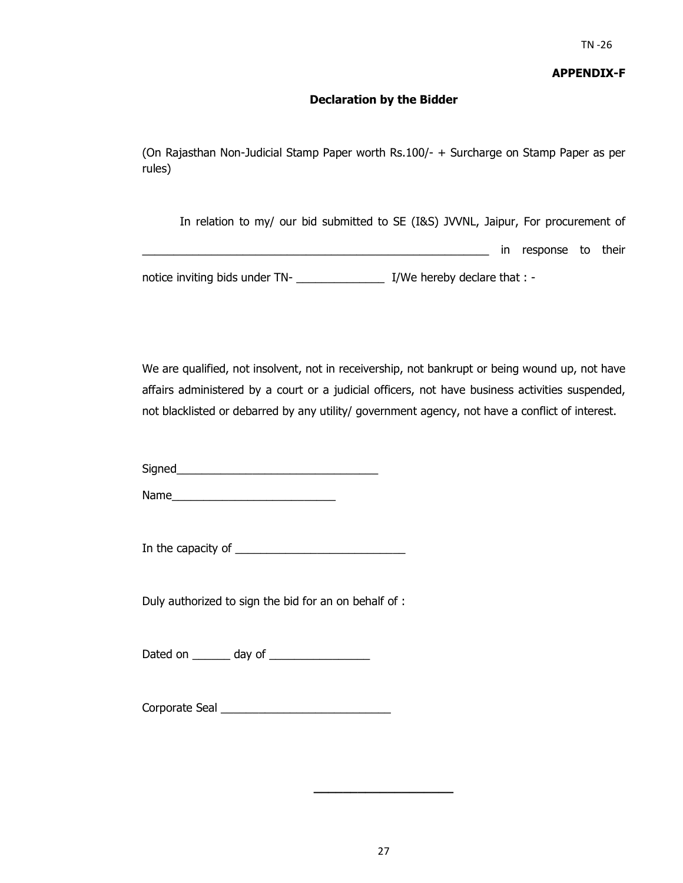TN -26

**APPENDIX-F**

## Declaration by the Bidder

(On Rajasthan Non-Judicial Stamp Paper worth Rs.100/- + Surcharge on Stamp Paper as per rules)

In relation to my/ our bid submitted to SE (I&S) JVVNL, Jaipur, For procurement of ______________________________________________________ in response to their notice inviting bids under TN- _____________ I/We hereby declare that : -

We are qualified, not insolvent, not in receivership, not bankrupt or being wound up, not have affairs administered by a court or a judicial officers, not have business activities suspended, not blacklisted or debarred by any utility/ government agency, not have a conflict of interest.

Signed________________________________

Name_________________________

In the capacity of __________________________

Duly authorized to sign the bid for an on behalf of :

Dated on ______ day of _______________

Corporate Seal __________________________